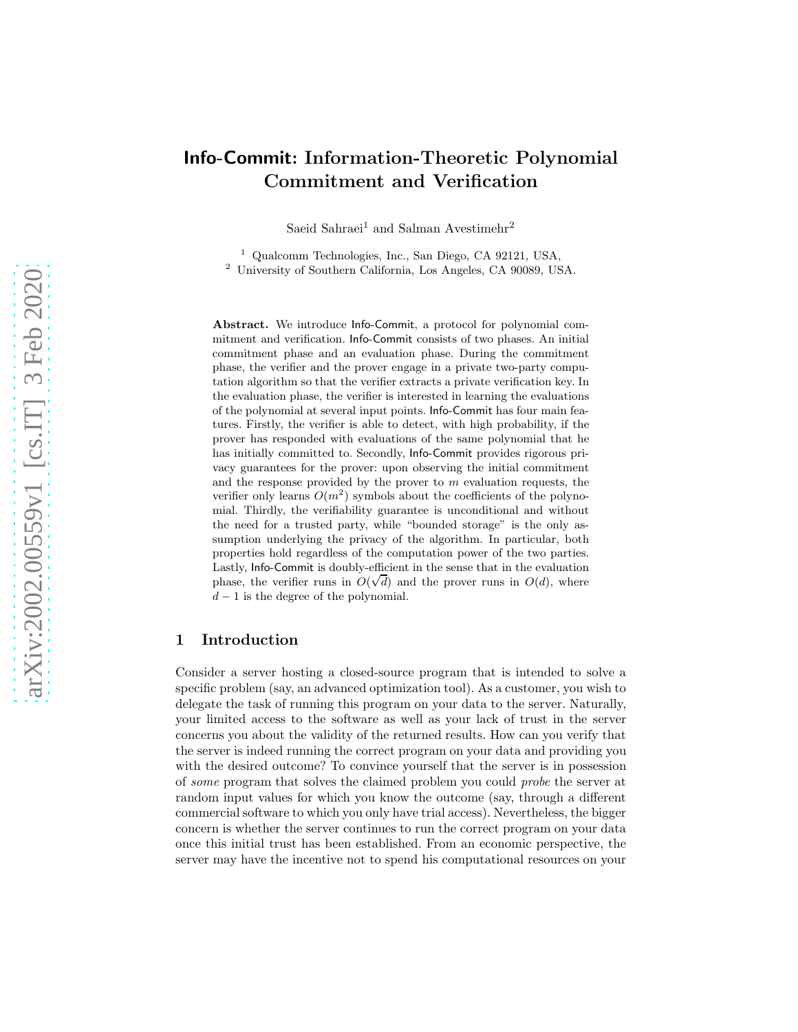# Info-Commit: Information-Theoretic Polynomial Commitment and Verification

Saeid Sahraei[1] and Salman Avestimehr[2]

[1] Qualcomm Technologies, Inc., San Diego, CA 92121, USA,
[2] University of Southern California, Los Angeles, CA 90089, USA.

**Abstract.** We introduce Info-Commit, a protocol for polynomial commitment and verification. Info-Commit consists of two phases. An initial commitment phase and an evaluation phase. During the commitment phase, the verifier and the prover engage in a private two-party computation algorithm so that the verifier extracts a private verification key. In the evaluation phase, the verifier is interested in learning the evaluations of the polynomial at several input points. Info-Commit has four main features. Firstly, the verifier is able to detect, with high probability, if the prover has responded with evaluations of the same polynomial that he has initially committed to. Secondly, Info-Commit provides rigorous privacy guarantees for the prover: upon observing the initial commitment and the response provided by the prover to $m$ evaluation requests, the verifier only learns $O(m^2)$ symbols about the coefficients of the polynomial. Thirdly, the verifiability guarantee is unconditional and without the need for a trusted party, while "bounded storage" is the only assumption underlying the privacy of the algorithm. In particular, both properties hold regardless of the computation power of the two parties. Lastly, Info-Commit is doubly-efficient in the sense that in the evaluation phase, the verifier runs in $O(\sqrt{d})$ and the prover runs in $O(d)$, where $d-1$ is the degree of the polynomial.

## 1 Introduction

Consider a server hosting a closed-source program that is intended to solve a specific problem (say, an advanced optimization tool). As a customer, you wish to delegate the task of running this program on your data to the server. Naturally, your limited access to the software as well as your lack of trust in the server concerns you about the validity of the returned results. How can you verify that the server is indeed running the correct program on your data and providing you with the desired outcome? To convince yourself that the server is in possession of *some* program that solves the claimed problem you could *probe* the server at random input values for which you know the outcome (say, through a different commercial software to which you only have trial access). Nevertheless, the bigger concern is whether the server continues to run the correct program on your data once this initial trust has been established. From an economic perspective, the server may have the incentive not to spend his computational resources on your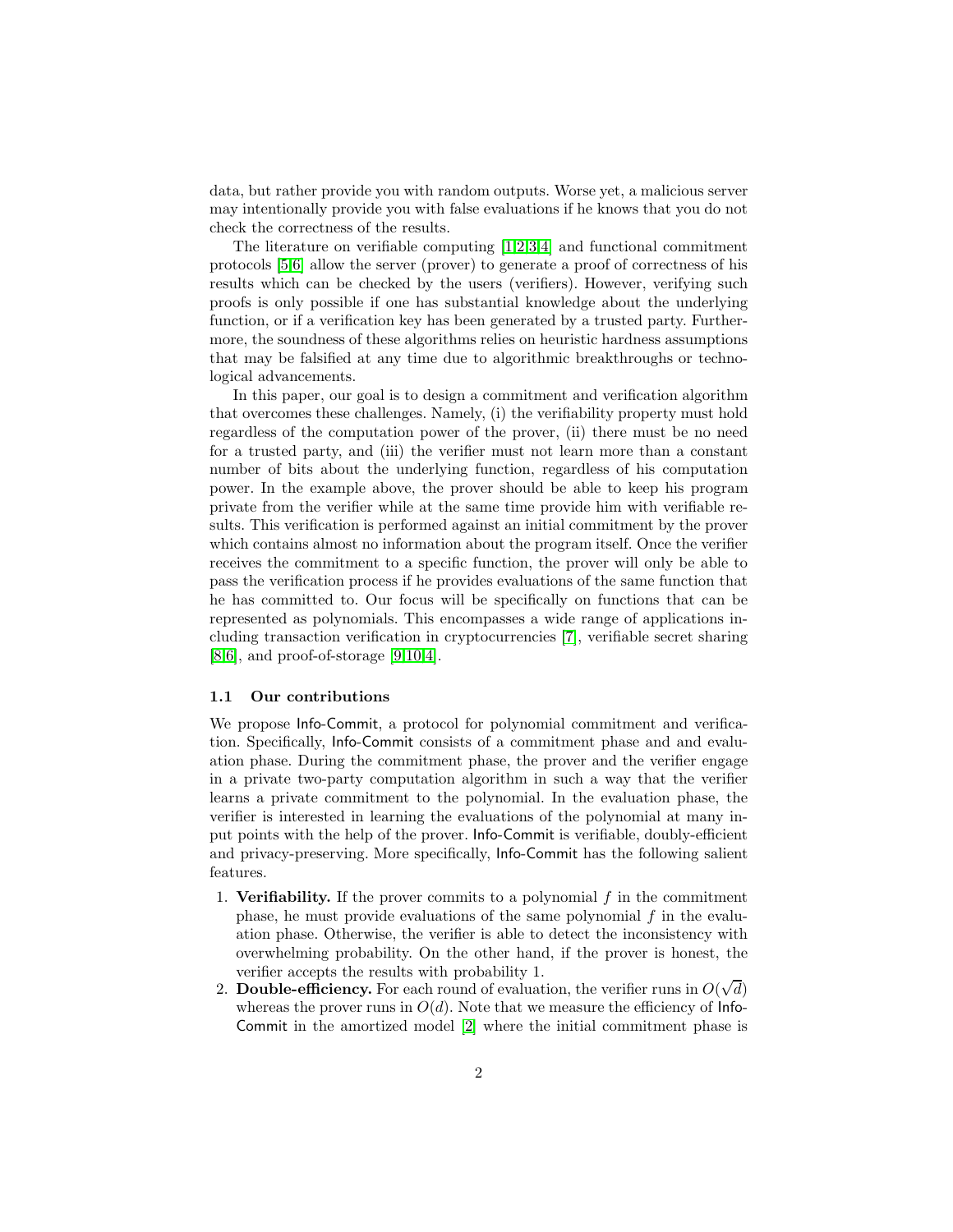data, but rather provide you with random outputs. Worse yet, a malicious server may intentionally provide you with false evaluations if he knows that you do not check the correctness of the results.

The literature on verifiable computing [1,2,3,4] and functional commitment protocols [5,6] allow the server (prover) to generate a proof of correctness of his results which can be checked by the users (verifiers). However, verifying such proofs is only possible if one has substantial knowledge about the underlying function, or if a verification key has been generated by a trusted party. Furthermore, the soundness of these algorithms relies on heuristic hardness assumptions that may be falsified at any time due to algorithmic breakthroughs or technological advancements.

In this paper, our goal is to design a commitment and verification algorithm that overcomes these challenges. Namely, (i) the verifiability property must hold regardless of the computation power of the prover, (ii) there must be no need for a trusted party, and (iii) the verifier must not learn more than a constant number of bits about the underlying function, regardless of his computation power. In the example above, the prover should be able to keep his program private from the verifier while at the same time provide him with verifiable results. This verification is performed against an initial commitment by the prover which contains almost no information about the program itself. Once the verifier receives the commitment to a specific function, the prover will only be able to pass the verification process if he provides evaluations of the same function that he has committed to. Our focus will be specifically on functions that can be represented as polynomials. This encompasses a wide range of applications including transaction verification in cryptocurrencies [7], verifiable secret sharing [8,6], and proof-of-storage [9,10,4].

### 1.1 Our contributions

We propose Info-Commit, a protocol for polynomial commitment and verification. Specifically, Info-Commit consists of a commitment phase and and evaluation phase. During the commitment phase, the prover and the verifier engage in a private two-party computation algorithm in such a way that the verifier learns a private commitment to the polynomial. In the evaluation phase, the verifier is interested in learning the evaluations of the polynomial at many input points with the help of the prover. Info-Commit is verifiable, doubly-efficient and privacy-preserving. More specifically, Info-Commit has the following salient features.

1. **Verifiability.** If the prover commits to a polynomial $f$ in the commitment phase, he must provide evaluations of the same polynomial $f$ in the evaluation phase. Otherwise, the verifier is able to detect the inconsistency with overwhelming probability. On the other hand, if the prover is honest, the verifier accepts the results with probability 1.
2. **Double-efficiency.** For each round of evaluation, the verifier runs in $O(\sqrt{d})$ whereas the prover runs in $O(d)$. Note that we measure the efficiency of Info-Commit in the amortized model [2] where the initial commitment phase is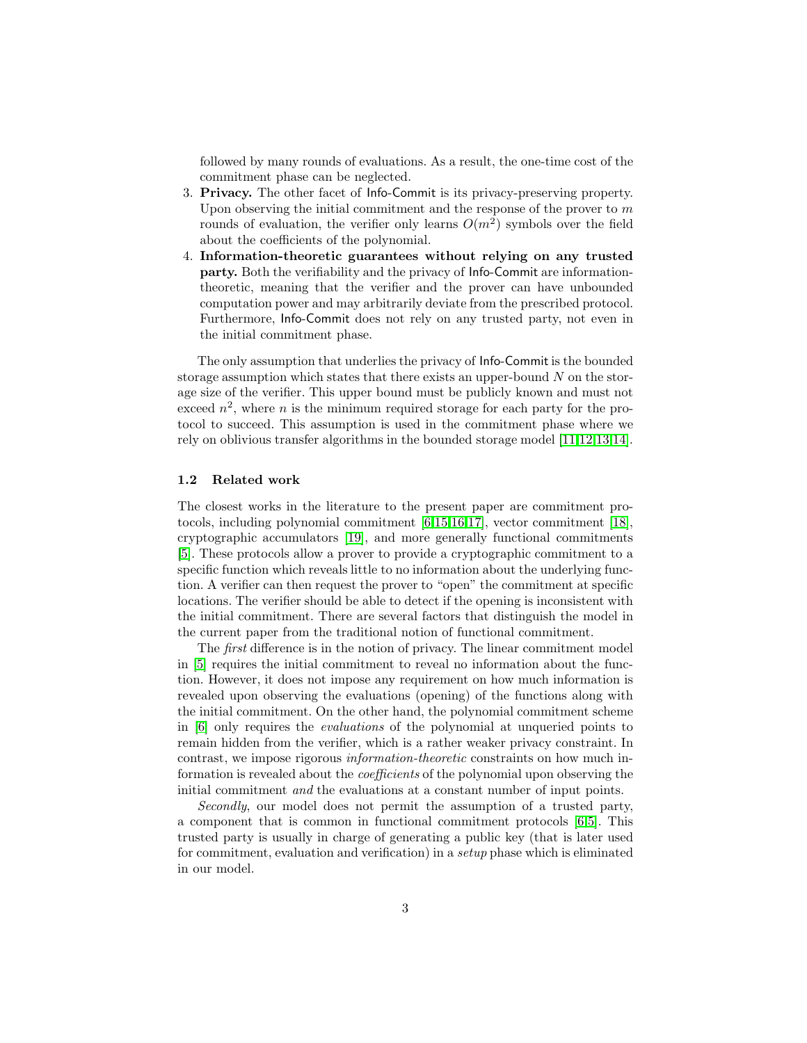followed by many rounds of evaluations. As a result, the one-time cost of the commitment phase can be neglected.

3. **Privacy.** The other facet of Info-Commit is its privacy-preserving property. Upon observing the initial commitment and the response of the prover to $m$ rounds of evaluation, the verifier only learns $O(m^2)$ symbols over the field about the coefficients of the polynomial.
4. **Information-theoretic guarantees without relying on any trusted party.** Both the verifiability and the privacy of Info-Commit are information-theoretic, meaning that the verifier and the prover can have unbounded computation power and may arbitrarily deviate from the prescribed protocol. Furthermore, Info-Commit does not rely on any trusted party, not even in the initial commitment phase.

The only assumption that underlies the privacy of Info-Commit is the bounded storage assumption which states that there exists an upper-bound $N$ on the storage size of the verifier. This upper bound must be publicly known and must not exceed $n^2$, where $n$ is the minimum required storage for each party for the protocol to succeed. This assumption is used in the commitment phase where we rely on oblivious transfer algorithms in the bounded storage model [11,12,13,14].

### 1.2 Related work

The closest works in the literature to the present paper are commitment protocols, including polynomial commitment [6,15,16,17], vector commitment [18], cryptographic accumulators [19], and more generally functional commitments [5]. These protocols allow a prover to provide a cryptographic commitment to a specific function which reveals little to no information about the underlying function. A verifier can then request the prover to "open" the commitment at specific locations. The verifier should be able to detect if the opening is inconsistent with the initial commitment. There are several factors that distinguish the model in the current paper from the traditional notion of functional commitment.

The *first* difference is in the notion of privacy. The linear commitment model in [5] requires the initial commitment to reveal no information about the function. However, it does not impose any requirement on how much information is revealed upon observing the evaluations (opening) of the functions along with the initial commitment. On the other hand, the polynomial commitment scheme in [6] only requires the *evaluations* of the polynomial at unqueried points to remain hidden from the verifier, which is a rather weaker privacy constraint. In contrast, we impose rigorous *information-theoretic* constraints on how much information is revealed about the *coefficients* of the polynomial upon observing the initial commitment *and* the evaluations at a constant number of input points.

*Secondly*, our model does not permit the assumption of a trusted party, a component that is common in functional commitment protocols [6,5]. This trusted party is usually in charge of generating a public key (that is later used for commitment, evaluation and verification) in a *setup* phase which is eliminated in our model.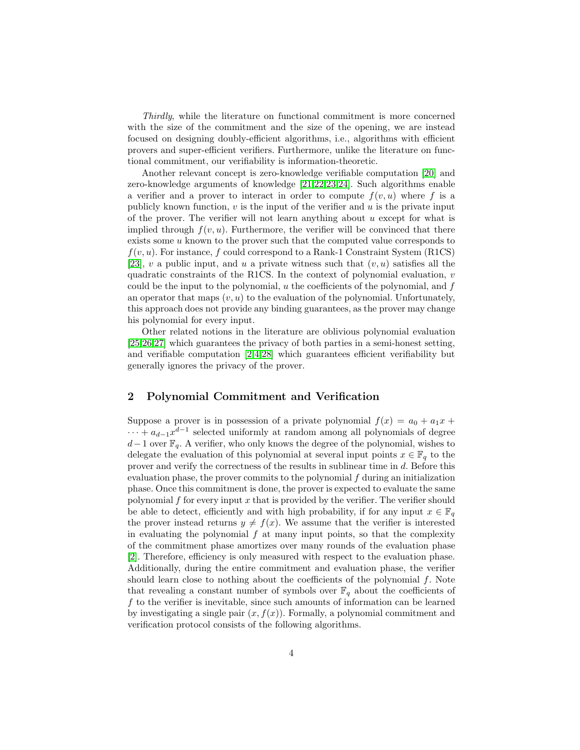*Thirdly*, while the literature on functional commitment is more concerned with the size of the commitment and the size of the opening, we are instead focused on designing doubly-efficient algorithms, i.e., algorithms with efficient provers and super-efficient verifiers. Furthermore, unlike the literature on functional commitment, our verifiability is information-theoretic.

Another relevant concept is zero-knowledge verifiable computation [20] and zero-knowledge arguments of knowledge [21,22,23,24]. Such algorithms enable a verifier and a prover to interact in order to compute $f(v, u)$ where $f$ is a publicly known function, $v$ is the input of the verifier and $u$ is the private input of the prover. The verifier will not learn anything about $u$ except for what is implied through $f(v, u)$. Furthermore, the verifier will be convinced that there exists some $u$ known to the prover such that the computed value corresponds to $f(v, u)$. For instance, $f$ could correspond to a Rank-1 Constraint System (R1CS) [23], $v$ a public input, and $u$ a private witness such that $(v, u)$ satisfies all the quadratic constraints of the R1CS. In the context of polynomial evaluation, $v$ could be the input to the polynomial, $u$ the coefficients of the polynomial, and $f$ an operator that maps $(v, u)$ to the evaluation of the polynomial. Unfortunately, this approach does not provide any binding guarantees, as the prover may change his polynomial for every input.

Other related notions in the literature are oblivious polynomial evaluation [25,26,27] which guarantees the privacy of both parties in a semi-honest setting, and verifiable computation [2,4,28] which guarantees efficient verifiability but generally ignores the privacy of the prover.

## 2 Polynomial Commitment and Verification

Suppose a prover is in possession of a private polynomial $f(x) = a_0 + a_1 x + \cdots + a_{d-1} x^{d-1}$ selected uniformly at random among all polynomials of degree $d-1$ over $\mathbb{F}_q$. A verifier, who only knows the degree of the polynomial, wishes to delegate the evaluation of this polynomial at several input points $x \in \mathbb{F}_q$ to the prover and verify the correctness of the results in sublinear time in $d$. Before this evaluation phase, the prover commits to the polynomial $f$ during an initialization phase. Once this commitment is done, the prover is expected to evaluate the same polynomial $f$ for every input $x$ that is provided by the verifier. The verifier should be able to detect, efficiently and with high probability, if for any input $x \in \mathbb{F}_q$ the prover instead returns $y \neq f(x)$. We assume that the verifier is interested in evaluating the polynomial $f$ at many input points, so that the complexity of the commitment phase amortizes over many rounds of the evaluation phase [2]. Therefore, efficiency is only measured with respect to the evaluation phase. Additionally, during the entire commitment and evaluation phase, the verifier should learn close to nothing about the coefficients of the polynomial $f$. Note that revealing a constant number of symbols over $\mathbb{F}_q$ about the coefficients of $f$ to the verifier is inevitable, since such amounts of information can be learned by investigating a single pair $(x, f(x))$. Formally, a polynomial commitment and verification protocol consists of the following algorithms.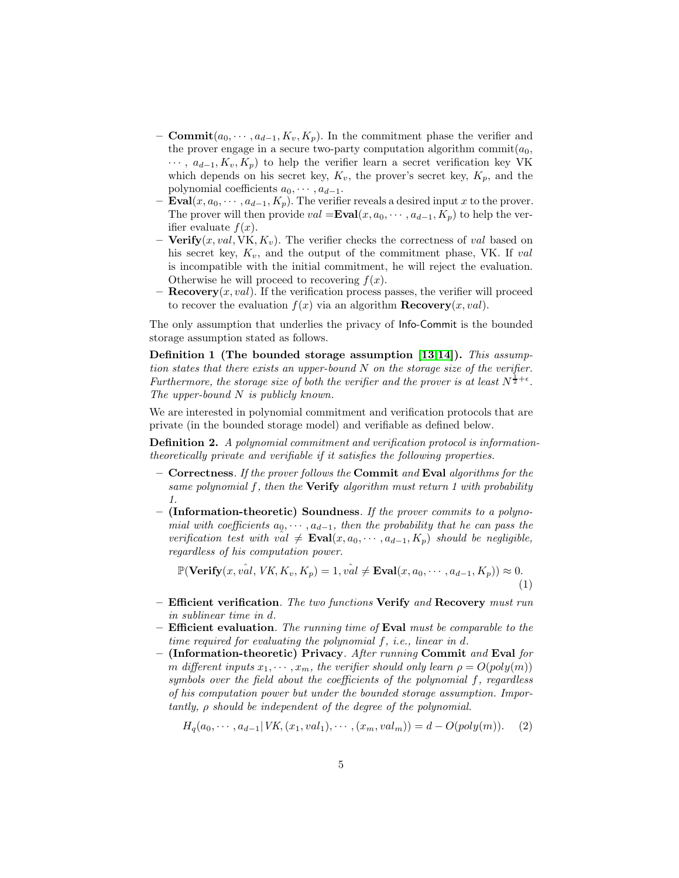- **Commit**$(a_0, \cdots, a_{d-1}, K_v, K_p)$. In the commitment phase the verifier and the prover engage in a secure two-party computation algorithm commit$(a_0, \cdots, a_{d-1}, K_v, K_p)$ to help the verifier learn a secret verification key VK which depends on his secret key, $K_v$, the prover's secret key, $K_p$, and the polynomial coefficients $a_0, \cdots, a_{d-1}$.
- **Eval**$(x, a_0, \cdots, a_{d-1}, K_p)$. The verifier reveals a desired input $x$ to the prover. The prover will then provide $val =$**Eval**$(x, a_0, \cdots, a_{d-1}, K_p)$ to help the verifier evaluate $f(x)$.
- **Verify**$(x, val, \text{VK}, K_v)$. The verifier checks the correctness of $val$ based on his secret key, $K_v$, and the output of the commitment phase, VK. If $val$ is incompatible with the initial commitment, he will reject the evaluation. Otherwise he will proceed to recovering $f(x)$.
- **Recovery**$(x, val)$. If the verification process passes, the verifier will proceed to recover the evaluation $f(x)$ via an algorithm **Recovery**$(x, val)$.

The only assumption that underlies the privacy of Info-Commit is the bounded storage assumption stated as follows.

**Definition 1 (The bounded storage assumption [13,14]).** *This assumption states that there exists an upper-bound $N$ on the storage size of the verifier. Furthermore, the storage size of both the verifier and the prover is at least $N^{\frac{1}{2}+\epsilon}$. The upper-bound $N$ is publicly known.*

We are interested in polynomial commitment and verification protocols that are private (in the bounded storage model) and verifiable as defined below.

**Definition 2.** *A polynomial commitment and verification protocol is information-theoretically private and verifiable if it satisfies the following properties.*

- **Correctness**. *If the prover follows the* **Commit** *and* **Eval** *algorithms for the same polynomial $f$, then the* **Verify** *algorithm must return 1 with probability 1.*
- **(Information-theoretic) Soundness**. *If the prover commits to a polynomial with coefficients $a_0, \cdots, a_{d-1}$, then the probability that he can pass the verification test with $\hat{val} \neq$* **Eval**$(x, a_0, \cdots, a_{d-1}, K_p)$ *should be negligible, regardless of his computation power.*

$$\mathbb{P}(\textbf{Verify}(x, \hat{val}, VK, K_v, K_p) = 1, \hat{val} \neq \textbf{Eval}(x, a_0, \cdots, a_{d-1}, K_p)) \approx 0. \quad (1)$$

- **Efficient verification**. *The two functions* **Verify** *and* **Recovery** *must run in sublinear time in $d$.*
- **Efficient evaluation**. *The running time of* **Eval** *must be comparable to the time required for evaluating the polynomial $f$, i.e., linear in $d$.*
- **(Information-theoretic) Privacy**. *After running* **Commit** *and* **Eval** *for $m$ different inputs $x_1, \cdots, x_m$, the verifier should only learn $\rho = O(poly(m))$ symbols over the field about the coefficients of the polynomial $f$, regardless of his computation power but under the bounded storage assumption. Importantly, $\rho$ should be independent of the degree of the polynomial.*

$$H_q(a_0, \cdots, a_{d-1} | VK, (x_1, val_1), \cdots, (x_m, val_m)) = d - O(poly(m)). \quad (2)$$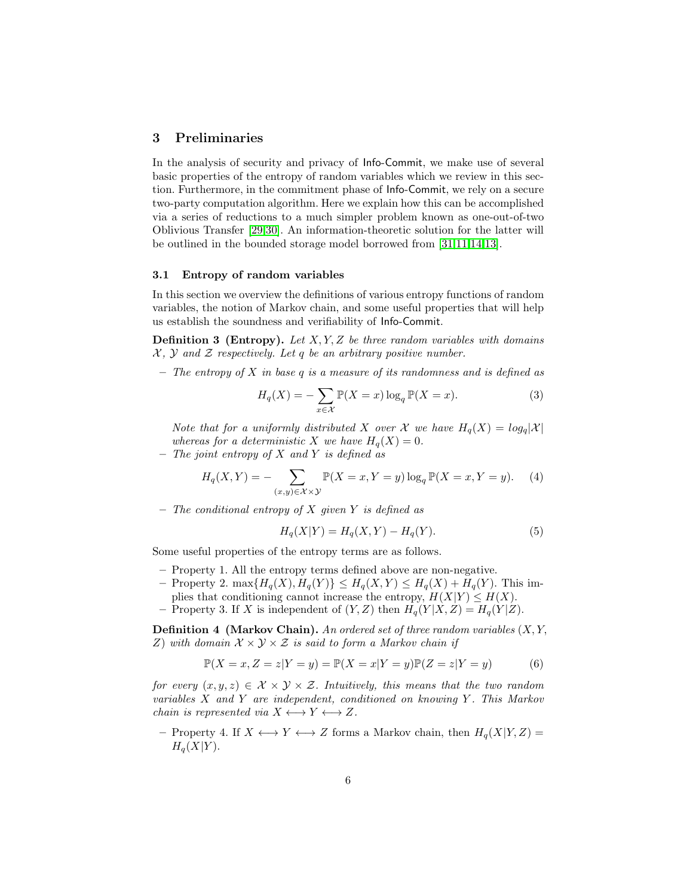## 3 Preliminaries

In the analysis of security and privacy of Info-Commit, we make use of several basic properties of the entropy of random variables which we review in this section. Furthermore, in the commitment phase of Info-Commit, we rely on a secure two-party computation algorithm. Here we explain how this can be accomplished via a series of reductions to a much simpler problem known as one-out-of-two Oblivious Transfer [29,30]. An information-theoretic solution for the latter will be outlined in the bounded storage model borrowed from [31,11,14,13].

### 3.1 Entropy of random variables

In this section we overview the definitions of various entropy functions of random variables, the notion of Markov chain, and some useful properties that will help us establish the soundness and verifiability of Info-Commit.

**Definition 3 (Entropy).** *Let $X, Y, Z$ be three random variables with domains $\mathcal{X}$, $\mathcal{Y}$ and $\mathcal{Z}$ respectively. Let $q$ be an arbitrary positive number.*

- *The entropy of $X$ in base $q$ is a measure of its randomness and is defined as*

$$H_q(X) = -\sum_{x \in \mathcal{X}} \mathbb{P}(X = x) \log_q \mathbb{P}(X = x). \tag{3}$$

*Note that for a uniformly distributed $X$ over $\mathcal{X}$ we have $H_q(X) = log_q|\mathcal{X}|$ whereas for a deterministic $X$ we have $H_q(X) = 0$.*

- *The joint entropy of $X$ and $Y$ is defined as*

$$H_q(X, Y) = -\sum_{(x,y) \in \mathcal{X} \times \mathcal{Y}} \mathbb{P}(X = x, Y = y) \log_q \mathbb{P}(X = x, Y = y). \tag{4}$$

- *The conditional entropy of $X$ given $Y$ is defined as*

$$H_q(X|Y) = H_q(X, Y) - H_q(Y). \tag{5}$$

Some useful properties of the entropy terms are as follows.

- Property 1. All the entropy terms defined above are non-negative.
- Property 2. $\max\{H_q(X), H_q(Y)\} \leq H_q(X, Y) \leq H_q(X) + H_q(Y)$. This implies that conditioning cannot increase the entropy, $H(X|Y) \leq H(X)$.
- Property 3. If $X$ is independent of $(Y, Z)$ then $H_q(Y|X, Z) = H_q(Y|Z)$.

**Definition 4 (Markov Chain).** *An ordered set of three random variables $(X, Y, Z)$ with domain $\mathcal{X} \times \mathcal{Y} \times \mathcal{Z}$ is said to form a Markov chain if*

$$\mathbb{P}(X = x, Z = z|Y = y) = \mathbb{P}(X = x|Y = y)\mathbb{P}(Z = z|Y = y) \tag{6}$$

*for every $(x, y, z) \in \mathcal{X} \times \mathcal{Y} \times \mathcal{Z}$. Intuitively, this means that the two random variables $X$ and $Y$ are independent, conditioned on knowing $Y$. This Markov chain is represented via $X \longleftrightarrow Y \longleftrightarrow Z$.*

- Property 4. If $X \longleftrightarrow Y \longleftrightarrow Z$ forms a Markov chain, then $H_q(X|Y, Z) = H_q(X|Y)$.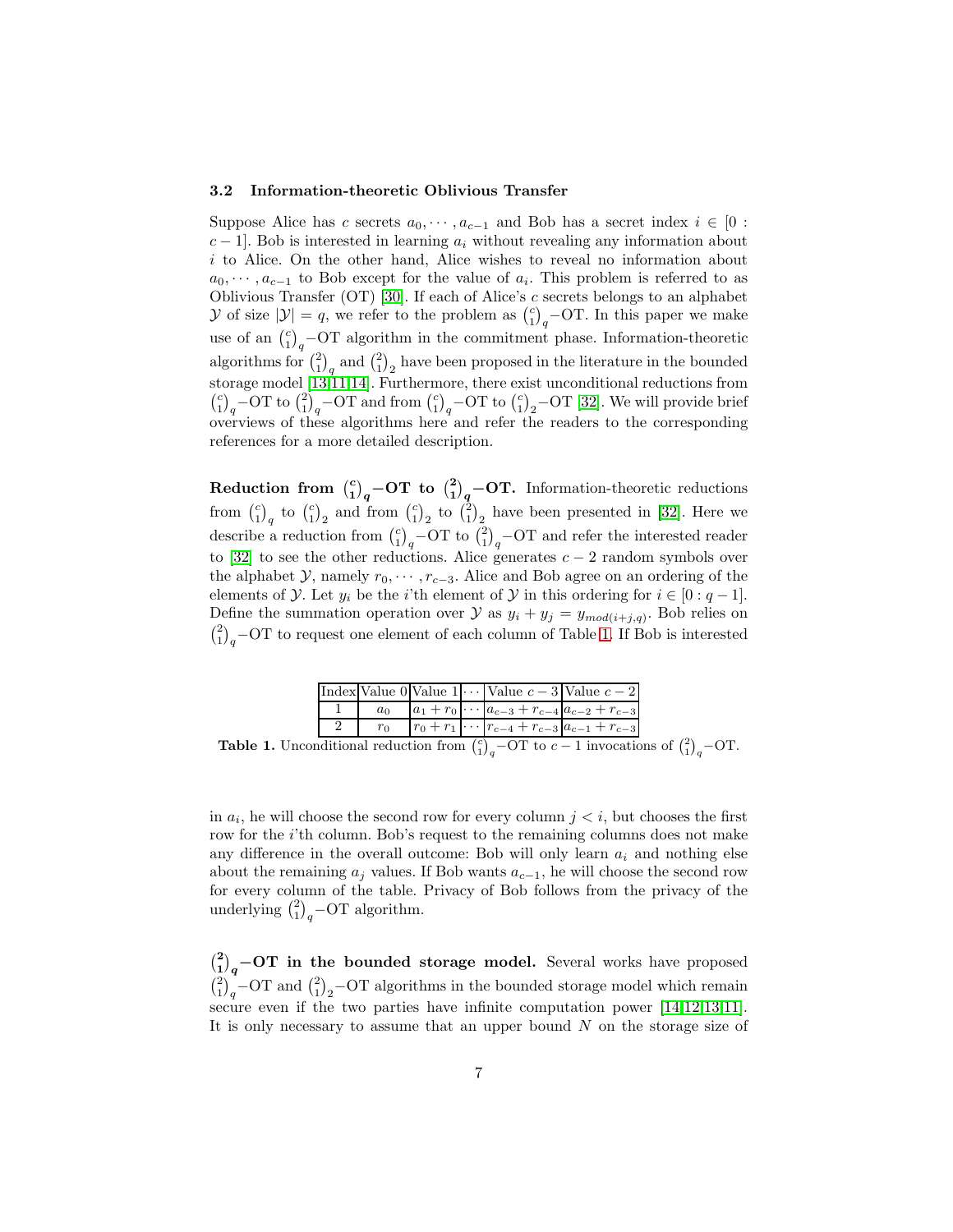### 3.2 Information-theoretic Oblivious Transfer

Suppose Alice has $c$ secrets $a_0, \cdots, a_{c-1}$ and Bob has a secret index $i \in [0 : c-1]$. Bob is interested in learning $a_i$ without revealing any information about $i$ to Alice. On the other hand, Alice wishes to reveal no information about $a_0, \cdots, a_{c-1}$ to Bob except for the value of $a_i$. This problem is referred to as Oblivious Transfer (OT) [30]. If each of Alice's $c$ secrets belongs to an alphabet $\mathcal{Y}$ of size $|\mathcal{Y}| = q$, we refer to the problem as $\binom{c}{1}_q$−OT. In this paper we make use of an $\binom{c}{1}_q$−OT algorithm in the commitment phase. Information-theoretic algorithms for $\binom{2}{1}_q$ and $\binom{2}{1}_2$ have been proposed in the literature in the bounded storage model [13,11,14]. Furthermore, there exist unconditional reductions from $\binom{c}{1}_q$−OT to $\binom{2}{1}_q$−OT and from $\binom{c}{1}_q$−OT to $\binom{c}{1}_2$−OT [32]. We will provide brief overviews of these algorithms here and refer the readers to the corresponding references for a more detailed description.

**Reduction from $\binom{c}{1}_q$−OT to $\binom{2}{1}_q$−OT.** Information-theoretic reductions from $\binom{c}{1}_q$ to $\binom{c}{1}_2$ and from $\binom{c}{1}_2$ to $\binom{2}{1}_2$ have been presented in [32]. Here we describe a reduction from $\binom{c}{1}_q$−OT to $\binom{2}{1}_q$−OT and refer the interested reader to [32] to see the other reductions. Alice generates $c-2$ random symbols over the alphabet $\mathcal{Y}$, namely $r_0, \cdots, r_{c-3}$. Alice and Bob agree on an ordering of the elements of $\mathcal{Y}$. Let $y_i$ be the $i$'th element of $\mathcal{Y}$ in this ordering for $i \in [0 : q-1]$. Define the summation operation over $\mathcal{Y}$ as $y_i + y_j = y_{mod(i+j,q)}$. Bob relies on $\binom{2}{1}_q$−OT to request one element of each column of Table 1. If Bob is interested in $a_i$, he will choose the second row for every column $j < i$, but chooses the first row for the $i$'th column. Bob's request to the remaining columns does not make any difference in the overall outcome: Bob will only learn $a_i$ and nothing else about the remaining $a_j$ values. If Bob wants $a_{c-1}$, he will choose the second row for every column of the table. Privacy of Bob follows from the privacy of the underlying $\binom{2}{1}_q$−OT algorithm.

| Index | Value 0 | Value 1 | $\cdots$ | Value $c-3$ | Value $c-2$ |
|---|---|---|---|---|---|
| 1 | $a_0$ | $a_1 + r_0$ | $\cdots$ | $a_{c-3} + r_{c-4}$ | $a_{c-2} + r_{c-3}$ |
| 2 | $r_0$ | $r_0 + r_1$ | $\cdots$ | $r_{c-4} + r_{c-3}$ | $a_{c-1} + r_{c-3}$ |

**Table 1.** Unconditional reduction from $\binom{c}{1}_q$−OT to $c-1$ invocations of $\binom{2}{1}_q$−OT.

**$\binom{2}{1}_q$−OT in the bounded storage model.** Several works have proposed $\binom{2}{1}_q$−OT and $\binom{2}{1}_2$−OT algorithms in the bounded storage model which remain secure even if the two parties have infinite computation power [14,12,13,11]. It is only necessary to assume that an upper bound $N$ on the storage size of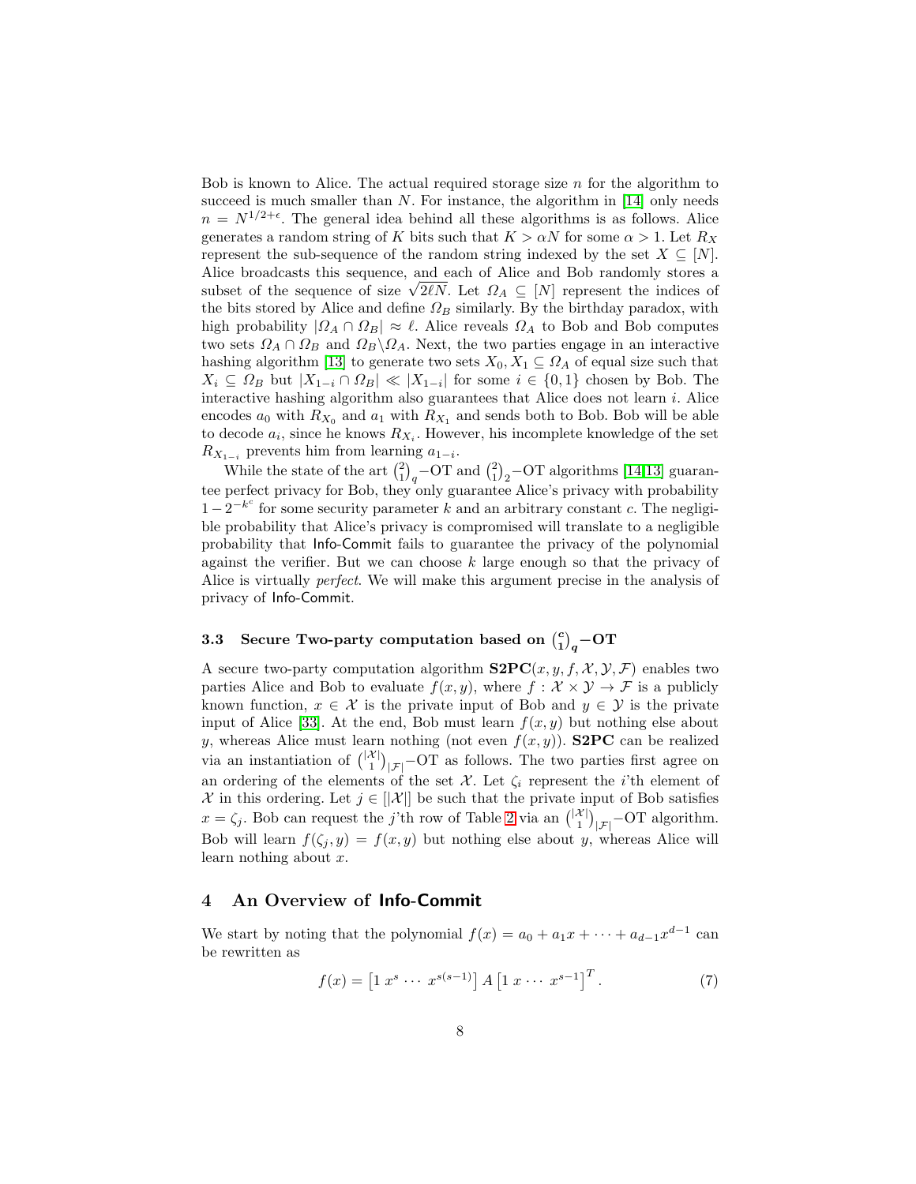Bob is known to Alice. The actual required storage size $n$ for the algorithm to succeed is much smaller than $N$. For instance, the algorithm in [14] only needs $n = N^{1/2+\epsilon}$. The general idea behind all these algorithms is as follows. Alice generates a random string of $K$ bits such that $K > \alpha N$ for some $\alpha > 1$. Let $R_X$ represent the sub-sequence of the random string indexed by the set $X \subseteq [N]$. Alice broadcasts this sequence, and each of Alice and Bob randomly stores a subset of the sequence of size $\sqrt{2\ell N}$. Let $\Omega_A \subseteq [N]$ represent the indices of the bits stored by Alice and define $\Omega_B$ similarly. By the birthday paradox, with high probability $|\Omega_A \cap \Omega_B| \approx \ell$. Alice reveals $\Omega_A$ to Bob and Bob computes two sets $\Omega_A \cap \Omega_B$ and $\Omega_B \backslash \Omega_A$. Next, the two parties engage in an interactive hashing algorithm [13] to generate two sets $X_0, X_1 \subseteq \Omega_A$ of equal size such that $X_i \subseteq \Omega_B$ but $|X_{1-i} \cap \Omega_B| \ll |X_{1-i}|$ for some $i \in \{0, 1\}$ chosen by Bob. The interactive hashing algorithm also guarantees that Alice does not learn $i$. Alice encodes $a_0$ with $R_{X_0}$ and $a_1$ with $R_{X_1}$ and sends both to Bob. Bob will be able to decode $a_i$, since he knows $R_{X_i}$. However, his incomplete knowledge of the set $R_{X_{1-i}}$ prevents him from learning $a_{1-i}$.

While the state of the art $\binom{2}{1}_q$−OT and $\binom{2}{1}_2$−OT algorithms [14,13] guarantee perfect privacy for Bob, they only guarantee Alice's privacy with probability $1 - 2^{-k^c}$ for some security parameter $k$ and an arbitrary constant $c$. The negligible probability that Alice's privacy is compromised will translate to a negligible probability that Info-Commit fails to guarantee the privacy of the polynomial against the verifier. But we can choose $k$ large enough so that the privacy of Alice is virtually *perfect*. We will make this argument precise in the analysis of privacy of Info-Commit.

### 3.3 Secure Two-party computation based on $\binom{c}{1}_q$−OT

A secure two-party computation algorithm $\mathbf{S2PC}(x, y, f, \mathcal{X}, \mathcal{Y}, \mathcal{F})$ enables two parties Alice and Bob to evaluate $f(x, y)$, where $f : \mathcal{X} \times \mathcal{Y} \to \mathcal{F}$ is a publicly known function, $x \in \mathcal{X}$ is the private input of Bob and $y \in \mathcal{Y}$ is the private input of Alice [33]. At the end, Bob must learn $f(x, y)$ but nothing else about $y$, whereas Alice must learn nothing (not even $f(x, y)$). **S2PC** can be realized via an instantiation of $\binom{|\mathcal{X}|}{1}_{|\mathcal{F}|}$−OT as follows. The two parties first agree on an ordering of the elements of the set $\mathcal{X}$. Let $\zeta_i$ represent the $i$'th element of $\mathcal{X}$ in this ordering. Let $j \in [|\mathcal{X}|]$ be such that the private input of Bob satisfies $x = \zeta_j$. Bob can request the $j$'th row of Table 2 via an $\binom{|\mathcal{X}|}{1}_{|\mathcal{F}|}$−OT algorithm. Bob will learn $f(\zeta_j, y) = f(x, y)$ but nothing else about $y$, whereas Alice will learn nothing about $x$.

## 4 An Overview of Info-Commit

We start by noting that the polynomial $f(x) = a_0 + a_1 x + \cdots + a_{d-1} x^{d-1}$ can be rewritten as

$$f(x) = \begin{bmatrix} 1 \ x^s \ \cdots \ x^{s(s-1)} \end{bmatrix} A \begin{bmatrix} 1 \ x \ \cdots \ x^{s-1} \end{bmatrix}^T. \tag{7}$$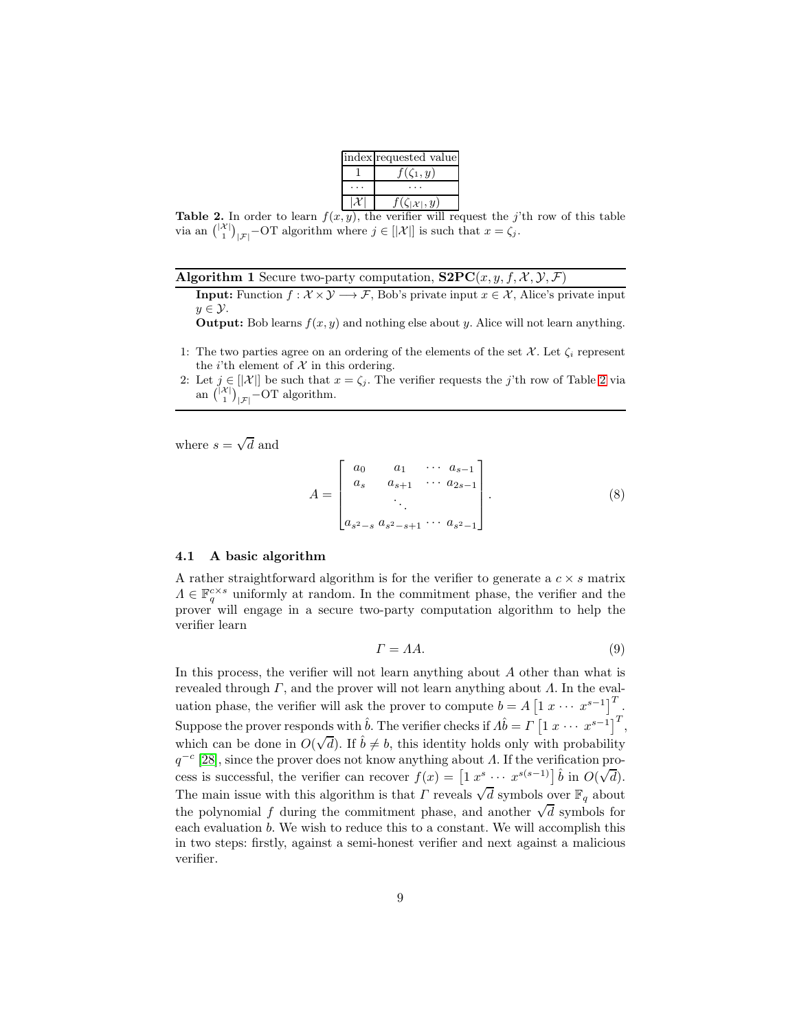| index | requested value |
| --- | --- |
| 1 | $f(\zeta_1, y)$ |
| $\cdots$ | $\cdots$ |
| $\|\mathcal{X}\|$ | $f(\zeta_{\|\mathcal{X}\|}, y)$ |

**Table 2.** In order to learn $f(x, y)$, the verifier will request the $j$'th row of this table via an $\binom{|\mathcal{X}|}{1}_{|\mathcal{F}|}$−OT algorithm where $j \in [|\mathcal{X}|]$ is such that $x = \zeta_j$.

---

**Algorithm 1** Secure two-party computation, $\mathbf{S2PC}(x, y, f, \mathcal{X}, \mathcal{Y}, \mathcal{F})$

**Input:** Function $f : \mathcal{X} \times \mathcal{Y} \longrightarrow \mathcal{F}$, Bob's private input $x \in \mathcal{X}$, Alice's private input $y \in \mathcal{Y}$.

**Output:** Bob learns $f(x, y)$ and nothing else about $y$. Alice will not learn anything.

1: The two parties agree on an ordering of the elements of the set $\mathcal{X}$. Let $\zeta_i$ represent the $i$'th element of $\mathcal{X}$ in this ordering.

2: Let $j \in [|\mathcal{X}|]$ be such that $x = \zeta_j$. The verifier requests the $j$'th row of Table 2 via an $\binom{|\mathcal{X}|}{1}_{|\mathcal{F}|}$−OT algorithm.

---

where $s = \sqrt{d}$ and

$$A = \begin{bmatrix} a_0 & a_1 & \cdots & a_{s-1} \\ a_s & a_{s+1} & \cdots & a_{2s-1} \\ & \ddots & & \\ a_{s^2-s} & a_{s^2-s+1} & \cdots & a_{s^2-1} \end{bmatrix}. \tag{8}$$

### 4.1 A basic algorithm

A rather straightforward algorithm is for the verifier to generate a $c \times s$ matrix $\Lambda \in \mathbb{F}_q^{c \times s}$ uniformly at random. In the commitment phase, the verifier and the prover will engage in a secure two-party computation algorithm to help the verifier learn

$$\Gamma = \Lambda A. \tag{9}$$

In this process, the verifier will not learn anything about $A$ other than what is revealed through $\Gamma$, and the prover will not learn anything about $\Lambda$. In the evaluation phase, the verifier will ask the prover to compute $b = A \begin{bmatrix} 1 \; x \cdots x^{s-1} \end{bmatrix}^T$. Suppose the prover responds with $\hat{b}$. The verifier checks if $\Lambda \hat{b} = \Gamma \begin{bmatrix} 1 \; x \cdots x^{s-1} \end{bmatrix}^T$, which can be done in $O(\sqrt{d})$. If $\hat{b} \neq b$, this identity holds only with probability $q^{-c}$ [28], since the prover does not know anything about $\Lambda$. If the verification process is successful, the verifier can recover $f(x) = \begin{bmatrix} 1 \; x^s \cdots x^{s(s-1)} \end{bmatrix} \hat{b}$ in $O(\sqrt{d})$. The main issue with this algorithm is that $\Gamma$ reveals $\sqrt{d}$ symbols over $\mathbb{F}_q$ about the polynomial $f$ during the commitment phase, and another $\sqrt{d}$ symbols for each evaluation $b$. We wish to reduce this to a constant. We will accomplish this in two steps: firstly, against a semi-honest verifier and next against a malicious verifier.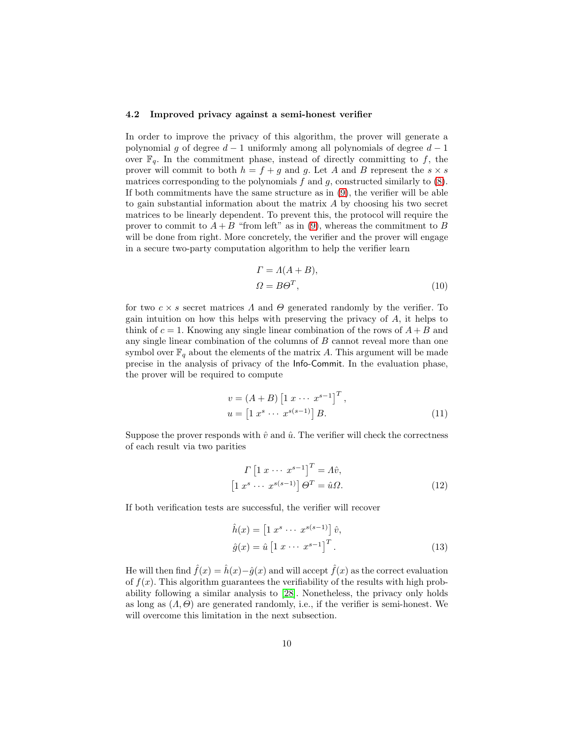### 4.2 Improved privacy against a semi-honest verifier

In order to improve the privacy of this algorithm, the prover will generate a polynomial $g$ of degree $d-1$ uniformly among all polynomials of degree $d-1$ over $\mathbb{F}_q$. In the commitment phase, instead of directly committing to $f$, the prover will commit to both $h = f + g$ and $g$. Let $A$ and $B$ represent the $s \times s$ matrices corresponding to the polynomials $f$ and $g$, constructed similarly to (8). If both commitments have the same structure as in (9), the verifier will be able to gain substantial information about the matrix $A$ by choosing his two secret matrices to be linearly dependent. To prevent this, the protocol will require the prover to commit to $A+B$ "from left" as in (9), whereas the commitment to $B$ will be done from right. More concretely, the verifier and the prover will engage in a secure two-party computation algorithm to help the verifier learn

$$
\begin{aligned}
\Gamma &= \Lambda(A+B), \\
\Omega &= B\Theta^T,
\end{aligned} \tag{10}
$$

for two $c \times s$ secret matrices $\Lambda$ and $\Theta$ generated randomly by the verifier. To gain intuition on how this helps with preserving the privacy of $A$, it helps to think of $c = 1$. Knowing any single linear combination of the rows of $A+B$ and any single linear combination of the columns of $B$ cannot reveal more than one symbol over $\mathbb{F}_q$ about the elements of the matrix $A$. This argument will be made precise in the analysis of privacy of the Info-Commit. In the evaluation phase, the prover will be required to compute

$$
\begin{aligned}
v &= (A+B)\begin{bmatrix} 1 \ x \cdots x^{s-1} \end{bmatrix}^T, \\
u &= \begin{bmatrix} 1 \ x^s \cdots x^{s(s-1)} \end{bmatrix} B.
\end{aligned} \tag{11}
$$

Suppose the prover responds with $\hat{v}$ and $\hat{u}$. The verifier will check the correctness of each result via two parities

$$
\begin{aligned}
\Gamma \begin{bmatrix} 1 \ x \cdots x^{s-1} \end{bmatrix}^T &= \Lambda \hat{v}, \\
\begin{bmatrix} 1 \ x^s \cdots x^{s(s-1)} \end{bmatrix} \Theta^T &= \hat{u}\Omega.
\end{aligned} \tag{12}
$$

If both verification tests are successful, the verifier will recover

$$
\begin{aligned}
\hat{h}(x) &= \begin{bmatrix} 1 \ x^s \cdots x^{s(s-1)} \end{bmatrix} \hat{v}, \\
\hat{g}(x) &= \hat{u} \begin{bmatrix} 1 \ x \cdots x^{s-1} \end{bmatrix}^T.
\end{aligned} \tag{13}
$$

He will then find $\hat{f}(x) = \hat{h}(x) - \hat{g}(x)$ and will accept $\hat{f}(x)$ as the correct evaluation of $f(x)$. This algorithm guarantees the verifiability of the results with high probability following a similar analysis to [28]. Nonetheless, the privacy only holds as long as $(\Lambda, \Theta)$ are generated randomly, i.e., if the verifier is semi-honest. We will overcome this limitation in the next subsection.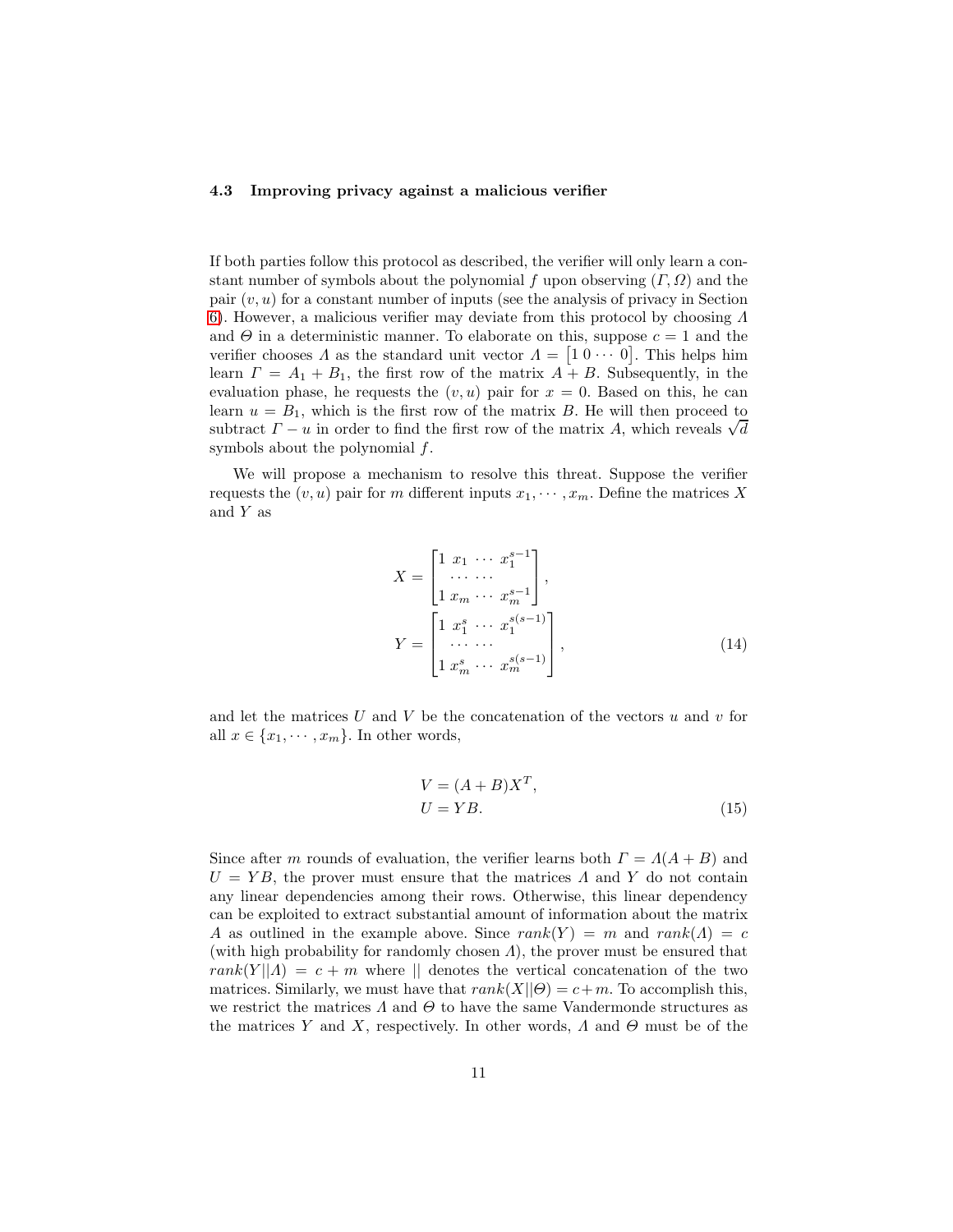### 4.3 Improving privacy against a malicious verifier

If both parties follow this protocol as described, the verifier will only learn a constant number of symbols about the polynomial $f$ upon observing $(\Gamma, \Omega)$ and the pair $(v, u)$ for a constant number of inputs (see the analysis of privacy in Section 6). However, a malicious verifier may deviate from this protocol by choosing $\Lambda$ and $\Theta$ in a deterministic manner. To elaborate on this, suppose $c = 1$ and the verifier chooses $\Lambda$ as the standard unit vector $\Lambda = \begin{bmatrix} 1 \ 0 \cdots 0 \end{bmatrix}$. This helps him learn $\Gamma = A_1 + B_1$, the first row of the matrix $A + B$. Subsequently, in the evaluation phase, he requests the $(v, u)$ pair for $x = 0$. Based on this, he can learn $u = B_1$, which is the first row of the matrix $B$. He will then proceed to subtract $\Gamma - u$ in order to find the first row of the matrix $A$, which reveals $\sqrt{d}$ symbols about the polynomial $f$.

We will propose a mechanism to resolve this threat. Suppose the verifier requests the $(v, u)$ pair for $m$ different inputs $x_1, \cdots, x_m$. Define the matrices $X$ and $Y$ as

$$
\begin{aligned}
X &= \begin{bmatrix} 1 \ x_1 \ \cdots \ x_1^{s-1} \\ \cdots \ \cdots \\ 1 \ x_m \ \cdots \ x_m^{s-1} \end{bmatrix}, \\
Y &= \begin{bmatrix} 1 \ x_1^s \ \cdots \ x_1^{s(s-1)} \\ \cdots \ \cdots \\ 1 \ x_m^s \ \cdots \ x_m^{s(s-1)} \end{bmatrix},
\end{aligned} \tag{14}
$$

and let the matrices $U$ and $V$ be the concatenation of the vectors $u$ and $v$ for all $x \in \{x_1, \cdots, x_m\}$. In other words,

$$
\begin{aligned}
V &= (A + B)X^T, \\
U &= YB.
\end{aligned} \tag{15}
$$

Since after $m$ rounds of evaluation, the verifier learns both $\Gamma = \Lambda(A + B)$ and $U = YB$, the prover must ensure that the matrices $\Lambda$ and $Y$ do not contain any linear dependencies among their rows. Otherwise, this linear dependency can be exploited to extract substantial amount of information about the matrix $A$ as outlined in the example above. Since $rank(Y) = m$ and $rank(\Lambda) = c$ (with high probability for randomly chosen $\Lambda$), the prover must be ensured that $rank(Y || \Lambda) = c + m$ where $||$ denotes the vertical concatenation of the two matrices. Similarly, we must have that $rank(X || \Theta) = c + m$. To accomplish this, we restrict the matrices $\Lambda$ and $\Theta$ to have the same Vandermonde structures as the matrices $Y$ and $X$, respectively. In other words, $\Lambda$ and $\Theta$ must be of the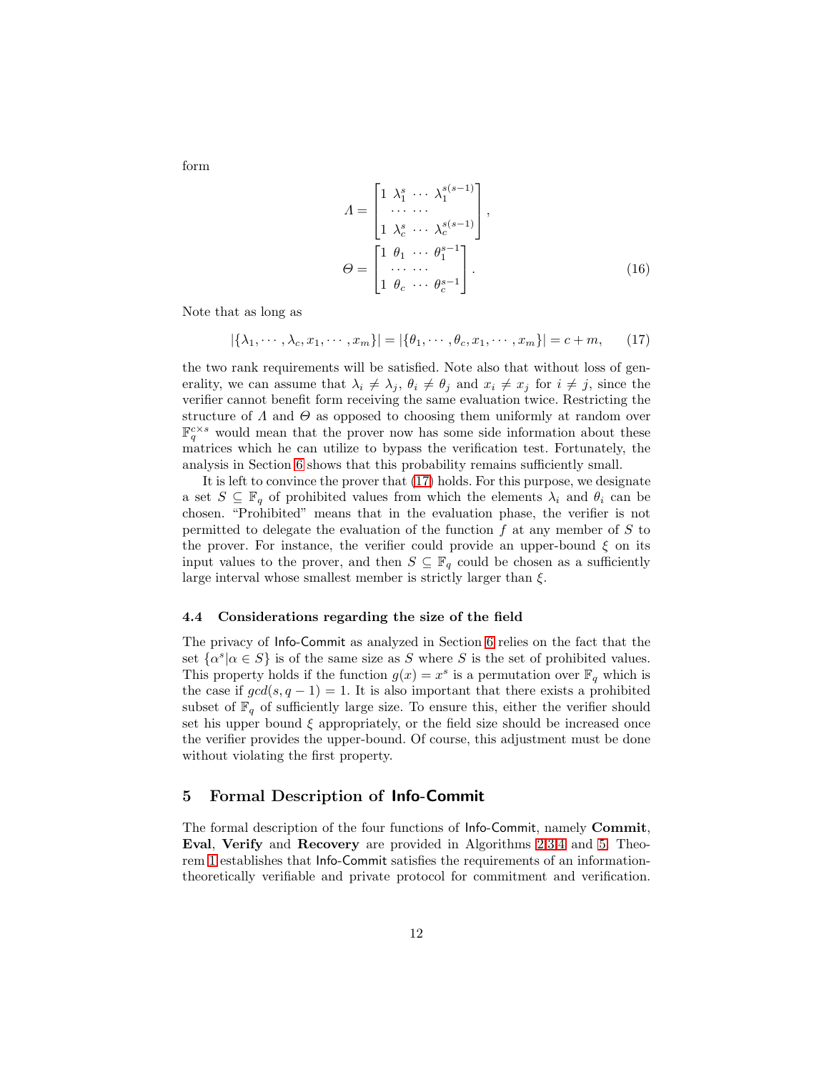form

$$
\Lambda = \begin{bmatrix} 1 & \lambda_1^s & \cdots & \lambda_1^{s(s-1)} \\ & \cdots & \cdots & \\ 1 & \lambda_c^s & \cdots & \lambda_c^{s(s-1)} \end{bmatrix},
$$

$$
\Theta = \begin{bmatrix} 1 & \theta_1 & \cdots & \theta_1^{s-1} \\ & \cdots & \cdots & \\ 1 & \theta_c & \cdots & \theta_c^{s-1} \end{bmatrix}. \tag{16}
$$

Note that as long as

$$
|\{\lambda_1, \cdots, \lambda_c, x_1, \cdots, x_m\}| = |\{\theta_1, \cdots, \theta_c, x_1, \cdots, x_m\}| = c + m, \tag{17}
$$

the two rank requirements will be satisfied. Note also that without loss of generality, we can assume that $\lambda_i \neq \lambda_j$, $\theta_i \neq \theta_j$ and $x_i \neq x_j$ for $i \neq j$, since the verifier cannot benefit form receiving the same evaluation twice. Restricting the structure of $\Lambda$ and $\Theta$ as opposed to choosing them uniformly at random over $\mathbb{F}_q^{c \times s}$ would mean that the prover now has some side information about these matrices which he can utilize to bypass the verification test. Fortunately, the analysis in Section 6 shows that this probability remains sufficiently small.

It is left to convince the prover that (17) holds. For this purpose, we designate a set $S \subseteq \mathbb{F}_q$ of prohibited values from which the elements $\lambda_i$ and $\theta_i$ can be chosen. "Prohibited" means that in the evaluation phase, the verifier is not permitted to delegate the evaluation of the function $f$ at any member of $S$ to the prover. For instance, the verifier could provide an upper-bound $\xi$ on its input values to the prover, and then $S \subseteq \mathbb{F}_q$ could be chosen as a sufficiently large interval whose smallest member is strictly larger than $\xi$.

### 4.4 Considerations regarding the size of the field

The privacy of Info-Commit as analyzed in Section 6 relies on the fact that the set $\{\alpha^s | \alpha \in S\}$ is of the same size as $S$ where $S$ is the set of prohibited values. This property holds if the function $g(x) = x^s$ is a permutation over $\mathbb{F}_q$ which is the case if $gcd(s, q-1) = 1$. It is also important that there exists a prohibited subset of $\mathbb{F}_q$ of sufficiently large size. To ensure this, either the verifier should set his upper bound $\xi$ appropriately, or the field size should be increased once the verifier provides the upper-bound. Of course, this adjustment must be done without violating the first property.

## 5 Formal Description of Info-Commit

The formal description of the four functions of Info-Commit, namely **Commit**, **Eval**, **Verify** and **Recovery** are provided in Algorithms 2,3,4 and 5. Theorem 1 establishes that Info-Commit satisfies the requirements of an information-theoretically verifiable and private protocol for commitment and verification.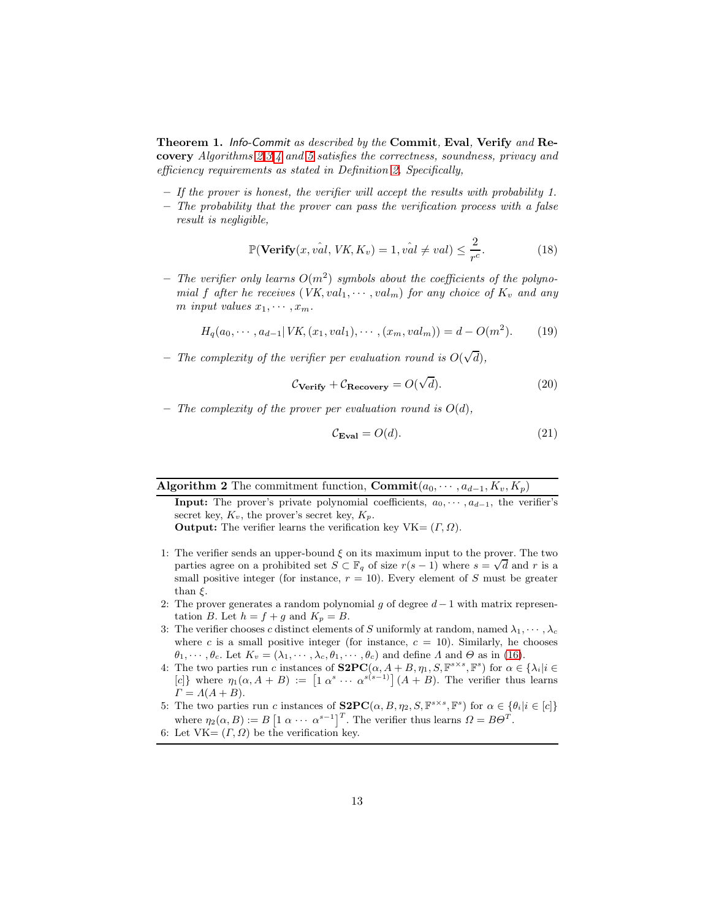**Theorem 1.** *Info-Commit as described by the* **Commit**, **Eval**, **Verify** *and* **Recovery** *Algorithms 2,3,4 and 5 satisfies the correctness, soundness, privacy and efficiency requirements as stated in Definition 2. Specifically,*

- *If the prover is honest, the verifier will accept the results with probability 1.*
- *The probability that the prover can pass the verification process with a false result is negligible,*

$$\mathbb{P}(\textbf{Verify}(x, \hat{val}, VK, K_v) = 1, \hat{val} \neq val) \leq \frac{2}{r^c}. \tag{18}$$

- *The verifier only learns $O(m^2)$ symbols about the coefficients of the polynomial $f$ after he receives $(VK, val_1, \cdots, val_m)$ for any choice of $K_v$ and any $m$ input values $x_1, \cdots, x_m$.*

$$H_q(a_0, \cdots, a_{d-1}| VK, (x_1, val_1), \cdots, (x_m, val_m)) = d - O(m^2). \tag{19}$$

- *The complexity of the verifier per evaluation round is $O(\sqrt{d})$,*

$$\mathcal{C}_{\textbf{Verify}} + \mathcal{C}_{\textbf{Recovery}} = O(\sqrt{d}). \tag{20}$$

- *The complexity of the prover per evaluation round is $O(d)$,*

$$\mathcal{C}_{\textbf{Eval}} = O(d). \tag{21}$$

---

**Algorithm 2** The commitment function, $\textbf{Commit}(a_0, \cdots, a_{d-1}, K_v, K_p)$

---

**Input:** The prover's private polynomial coefficients, $a_0, \cdots, a_{d-1}$, the verifier's secret key, $K_v$, the prover's secret key, $K_p$.
**Output:** The verifier learns the verification key VK$= (\varGamma, \varOmega)$.

1: The verifier sends an upper-bound $\xi$ on its maximum input to the prover. The two parties agree on a prohibited set $S \subset \mathbb{F}_q$ of size $r(s-1)$ where $s = \sqrt{d}$ and $r$ is a small positive integer (for instance, $r = 10$). Every element of $S$ must be greater than $\xi$.
2: The prover generates a random polynomial $g$ of degree $d-1$ with matrix representation $B$. Let $h = f + g$ and $K_p = B$.
3: The verifier chooses $c$ distinct elements of $S$ uniformly at random, named $\lambda_1, \cdots, \lambda_c$ where $c$ is a small positive integer (for instance, $c = 10$). Similarly, he chooses $\theta_1, \cdots, \theta_c$. Let $K_v = (\lambda_1, \cdots, \lambda_c, \theta_1, \cdots, \theta_c)$ and define $\varLambda$ and $\varTheta$ as in (16).
4: The two parties run $c$ instances of $\textbf{S2PC}(\alpha, A + B, \eta_1, S, \mathbb{F}^{s\times s}, \mathbb{F}^s)$ for $\alpha \in \{\lambda_i | i \in [c]\}$ where $\eta_1(\alpha, A + B) := \begin{bmatrix}1 \ \alpha^s \ \cdots \ \alpha^{s(s-1)}\end{bmatrix}(A + B)$. The verifier thus learns $\varGamma = \varLambda(A + B)$.
5: The two parties run $c$ instances of $\textbf{S2PC}(\alpha, B, \eta_2, S, \mathbb{F}^{s\times s}, \mathbb{F}^s)$ for $\alpha \in \{\theta_i | i \in [c]\}$ where $\eta_2(\alpha, B) := B\begin{bmatrix}1 \ \alpha \ \cdots \ \alpha^{s-1}\end{bmatrix}^T$. The verifier thus learns $\varOmega = B\varTheta^T$.
6: Let VK$= (\varGamma, \varOmega)$ be the verification key.

---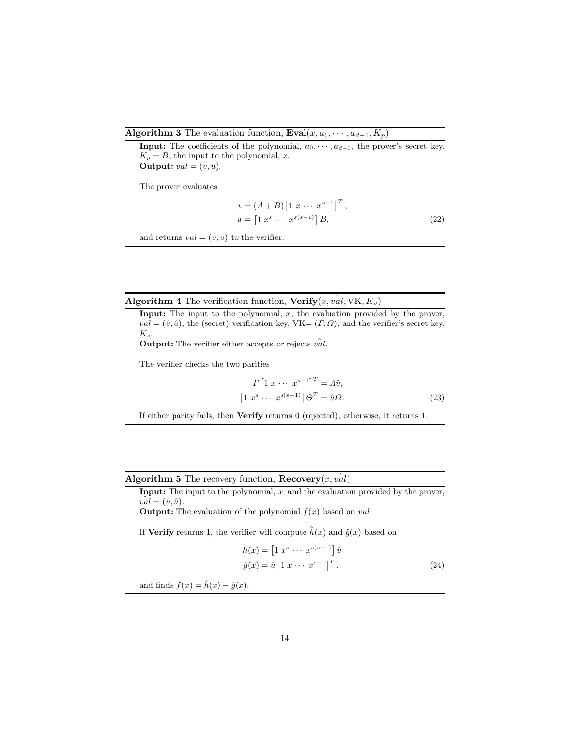**Algorithm 3** The evaluation function, $\textbf{Eval}(x, a_0, \cdots, a_{d-1}, K_p)$

**Input:** The coefficients of the polynomial, $a_0, \cdots, a_{d-1}$, the prover's secret key, $K_p = B$, the input to the polynomial, $x$.
**Output:** $val = (v, u)$.

The prover evaluates

$$
\begin{aligned}
v &= (A + B) \left[1 \ x \ \cdots \ x^{s-1}\right]^T, \\
u &= \left[1 \ x^s \ \cdots \ x^{s(s-1)}\right] B,
\end{aligned}
\tag{22}
$$

and returns $val = (v, u)$ to the verifier.

---

**Algorithm 4** The verification function, $\textbf{Verify}(x, \hat{val}, \text{VK}, K_v)$

**Input:** The input to the polynomial, $x$, the evaluation provided by the prover, $\hat{val} = (\hat{v}, \hat{u})$, the (secret) verification key, VK$= (\varGamma, \varOmega)$, and the verifier's secret key, $K_v$.
**Output:** The verifier either accepts or rejects $\hat{val}$.

The verifier checks the two parities

$$
\begin{aligned}
\varGamma \left[1 \ x \ \cdots \ x^{s-1}\right]^T &= \varLambda \hat{v}, \\
\left[1 \ x^s \ \cdots \ x^{s(s-1)}\right] \varTheta^T &= \hat{u} \varOmega.
\end{aligned}
\tag{23}
$$

If either parity fails, then **Verify** returns 0 (rejected), otherwise, it returns 1.

---

**Algorithm 5** The recovery function, $\textbf{Recovery}(x, \hat{val})$

**Input:** The input to the polynomial, $x$, and the evaluation provided by the prover, $\hat{val} = (\hat{v}, \hat{u})$.
**Output:** The evaluation of the polynomial $\hat{f}(x)$ based on $\hat{val}$.

If **Verify** returns 1, the verifier will compute $\hat{h}(x)$ and $\hat{g}(x)$ based on

$$
\begin{aligned}
\hat{h}(x) &= \left[1 \ x^s \ \cdots \ x^{s(s-1)}\right] \hat{v} \\
\hat{g}(x) &= \hat{u} \left[1 \ x \ \cdots \ x^{s-1}\right]^T.
\end{aligned}
\tag{24}
$$

and finds $\hat{f}(x) = \hat{h}(x) - \hat{g}(x)$.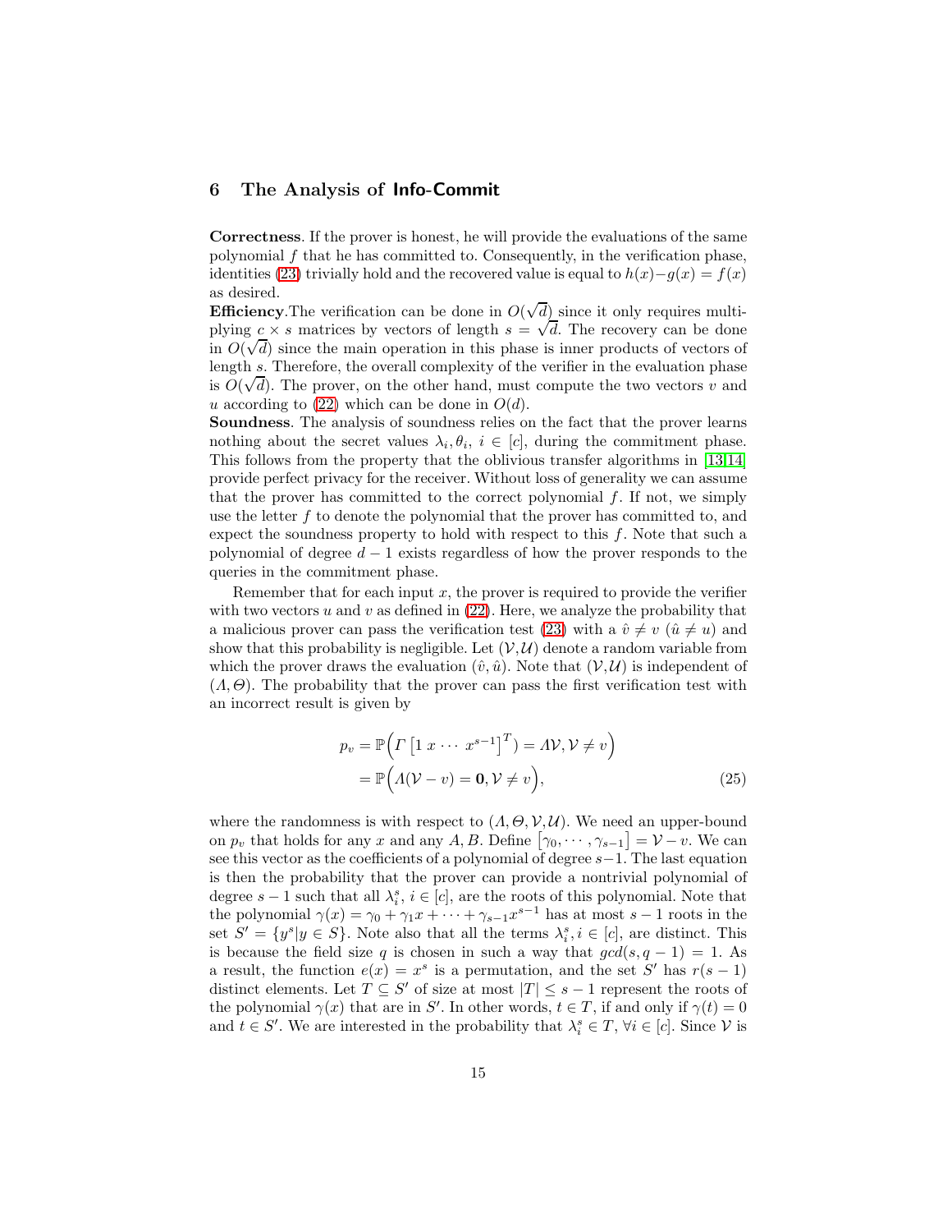## 6 The Analysis of **Info-Commit**

**Correctness**. If the prover is honest, he will provide the evaluations of the same polynomial $f$ that he has committed to. Consequently, in the verification phase, identities (23) trivially hold and the recovered value is equal to $h(x) - g(x) = f(x)$ as desired.

**Efficiency**.The verification can be done in $O(\sqrt{d})$ since it only requires multiplying $c \times s$ matrices by vectors of length $s = \sqrt{d}$. The recovery can be done in $O(\sqrt{d})$ since the main operation in this phase is inner products of vectors of length $s$. Therefore, the overall complexity of the verifier in the evaluation phase is $O(\sqrt{d})$. The prover, on the other hand, must compute the two vectors $v$ and $u$ according to (22) which can be done in $O(d)$.

**Soundness**. The analysis of soundness relies on the fact that the prover learns nothing about the secret values $\lambda_i, \theta_i$, $i \in [c]$, during the commitment phase. This follows from the property that the oblivious transfer algorithms in [13,14] provide perfect privacy for the receiver. Without loss of generality we can assume that the prover has committed to the correct polynomial $f$. If not, we simply use the letter $f$ to denote the polynomial that the prover has committed to, and expect the soundness property to hold with respect to this $f$. Note that such a polynomial of degree $d-1$ exists regardless of how the prover responds to the queries in the commitment phase.

Remember that for each input $x$, the prover is required to provide the verifier with two vectors $u$ and $v$ as defined in (22). Here, we analyze the probability that a malicious prover can pass the verification test (23) with a $\hat{v} \neq v$ ($\hat{u} \neq u$) and show that this probability is negligible. Let $(\mathcal{V}, \mathcal{U})$ denote a random variable from which the prover draws the evaluation $(\hat{v}, \hat{u})$. Note that $(\mathcal{V}, \mathcal{U})$ is independent of $(\Lambda, \Theta)$. The probability that the prover can pass the first verification test with an incorrect result is given by

$$
\begin{aligned}
p_v &= \mathbb{P}\Big(\Gamma \begin{bmatrix} 1 \ x \cdots \ x^{s-1} \end{bmatrix}^T) = \Lambda \mathcal{V}, \mathcal{V} \neq v\Big) \\
&= \mathbb{P}\Big(\Lambda(\mathcal{V} - v) = \mathbf{0}, \mathcal{V} \neq v\Big),
\end{aligned} \tag{25}
$$

where the randomness is with respect to $(\Lambda, \Theta, \mathcal{V}, \mathcal{U})$. We need an upper-bound on $p_v$ that holds for any $x$ and any $A, B$. Define $\begin{bmatrix} \gamma_0, \cdots, \gamma_{s-1} \end{bmatrix} = \mathcal{V} - v$. We can see this vector as the coefficients of a polynomial of degree $s-1$. The last equation is then the probability that the prover can provide a nontrivial polynomial of degree $s-1$ such that all $\lambda_i^s$, $i \in [c]$, are the roots of this polynomial. Note that the polynomial $\gamma(x) = \gamma_0 + \gamma_1 x + \cdots + \gamma_{s-1} x^{s-1}$ has at most $s-1$ roots in the set $S' = \{y^s | y \in S\}$. Note also that all the terms $\lambda_i^s, i \in [c]$, are distinct. This is because the field size $q$ is chosen in such a way that $gcd(s, q-1) = 1$. As a result, the function $e(x) = x^s$ is a permutation, and the set $S'$ has $r(s-1)$ distinct elements. Let $T \subseteq S'$ of size at most $|T| \leq s-1$ represent the roots of the polynomial $\gamma(x)$ that are in $S'$. In other words, $t \in T$, if and only if $\gamma(t) = 0$ and $t \in S'$. We are interested in the probability that $\lambda_i^s \in T$, $\forall i \in [c]$. Since $\mathcal{V}$ is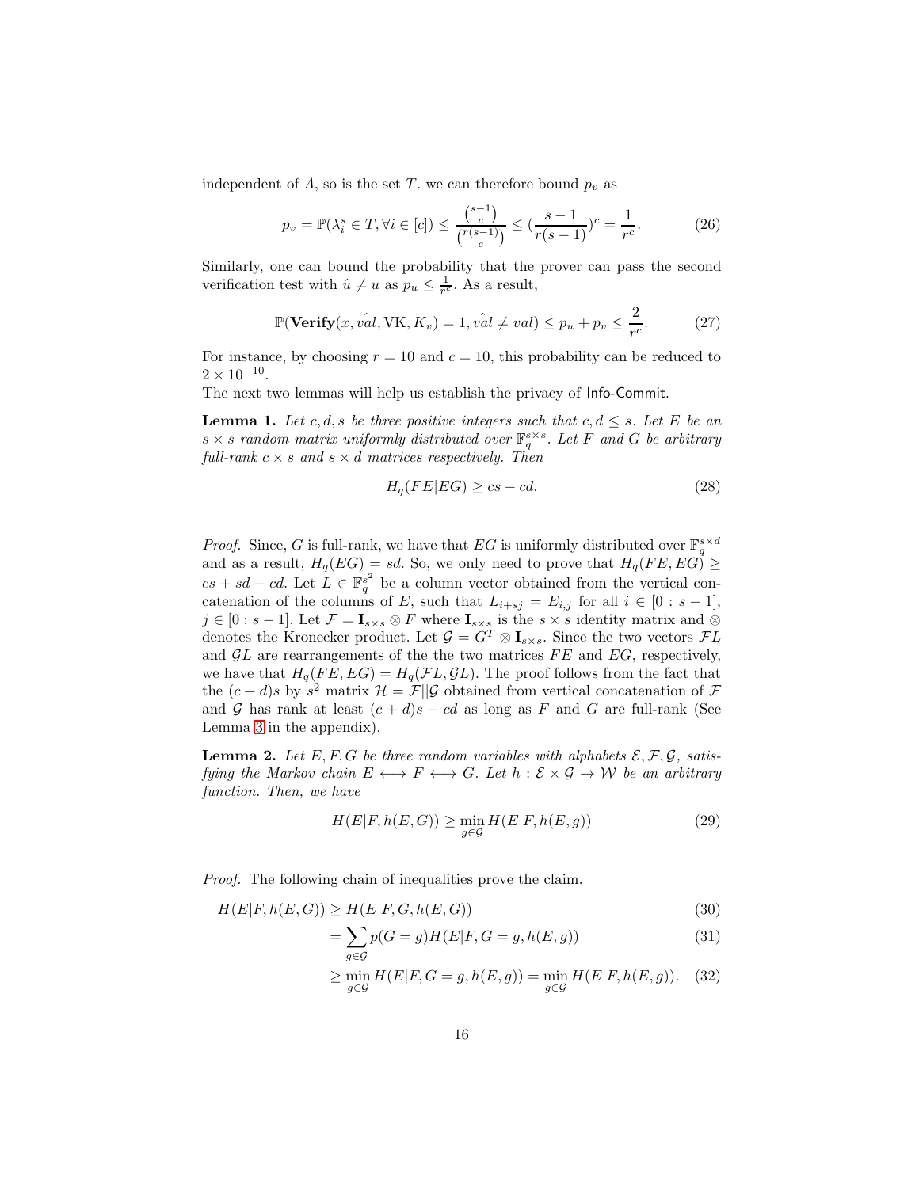independent of $\Lambda$, so is the set $T$. we can therefore bound $p_v$ as

$$p_v = \mathbb{P}(\lambda_i^s \in T, \forall i \in [c]) \leq \frac{\binom{s-1}{c}}{\binom{r(s-1)}{c}} \leq (\frac{s-1}{r(s-1)})^c = \frac{1}{r^c}. \tag{26}$$

Similarly, one can bound the probability that the prover can pass the second verification test with $\hat{u} \neq u$ as $p_u \leq \frac{1}{r^c}$. As a result,

$$\mathbb{P}(\mathbf{Verify}(x, \hat{val}, \text{VK}, K_v) = 1, \hat{val} \neq val) \leq p_u + p_v \leq \frac{2}{r^c}. \tag{27}$$

For instance, by choosing $r = 10$ and $c = 10$, this probability can be reduced to $2 \times 10^{-10}$.

The next two lemmas will help us establish the privacy of Info-Commit.

**Lemma 1.** *Let $c, d, s$ be three positive integers such that $c, d \leq s$. Let $E$ be an $s \times s$ random matrix uniformly distributed over $\mathbb{F}_q^{s \times s}$. Let $F$ and $G$ be arbitrary full-rank $c \times s$ and $s \times d$ matrices respectively. Then*

$$H_q(FE|EG) \geq cs - cd. \tag{28}$$

*Proof.* Since, $G$ is full-rank, we have that $EG$ is uniformly distributed over $\mathbb{F}_q^{s \times d}$ and as a result, $H_q(EG) = sd$. So, we only need to prove that $H_q(FE, EG) \geq cs + sd - cd$. Let $L \in \mathbb{F}_q^{s^2}$ be a column vector obtained from the vertical concatenation of the columns of $E$, such that $L_{i+sj} = E_{i,j}$ for all $i \in [0 : s-1]$, $j \in [0 : s-1]$. Let $\mathcal{F} = \mathbf{I}_{s \times s} \otimes F$ where $\mathbf{I}_{s \times s}$ is the $s \times s$ identity matrix and $\otimes$ denotes the Kronecker product. Let $\mathcal{G} = G^T \otimes \mathbf{I}_{s \times s}$. Since the two vectors $\mathcal{F}L$ and $\mathcal{G}L$ are rearrangements of the the two matrices $FE$ and $EG$, respectively, we have that $H_q(FE, EG) = H_q(\mathcal{F}L, \mathcal{G}L)$. The proof follows from the fact that the $(c+d)s$ by $s^2$ matrix $\mathcal{H} = \mathcal{F}||\mathcal{G}$ obtained from vertical concatenation of $\mathcal{F}$ and $\mathcal{G}$ has rank at least $(c+d)s - cd$ as long as $F$ and $G$ are full-rank (See Lemma 3 in the appendix).

**Lemma 2.** *Let $E, F, G$ be three random variables with alphabets $\mathcal{E}, \mathcal{F}, \mathcal{G}$, satisfying the Markov chain $E \longleftrightarrow F \longleftrightarrow G$. Let $h : \mathcal{E} \times \mathcal{G} \to \mathcal{W}$ be an arbitrary function. Then, we have*

$$H(E|F, h(E,G)) \geq \min_{g \in \mathcal{G}} H(E|F, h(E,g)) \tag{29}$$

*Proof.* The following chain of inequalities prove the claim.

$$H(E|F, h(E,G)) \geq H(E|F, G, h(E,G)) \tag{30}$$

$$= \sum_{g \in \mathcal{G}} p(G=g) H(E|F, G=g, h(E,g)) \tag{31}$$

$$\geq \min_{g \in \mathcal{G}} H(E|F, G=g, h(E,g)) = \min_{g \in \mathcal{G}} H(E|F, h(E,g)). \tag{32}$$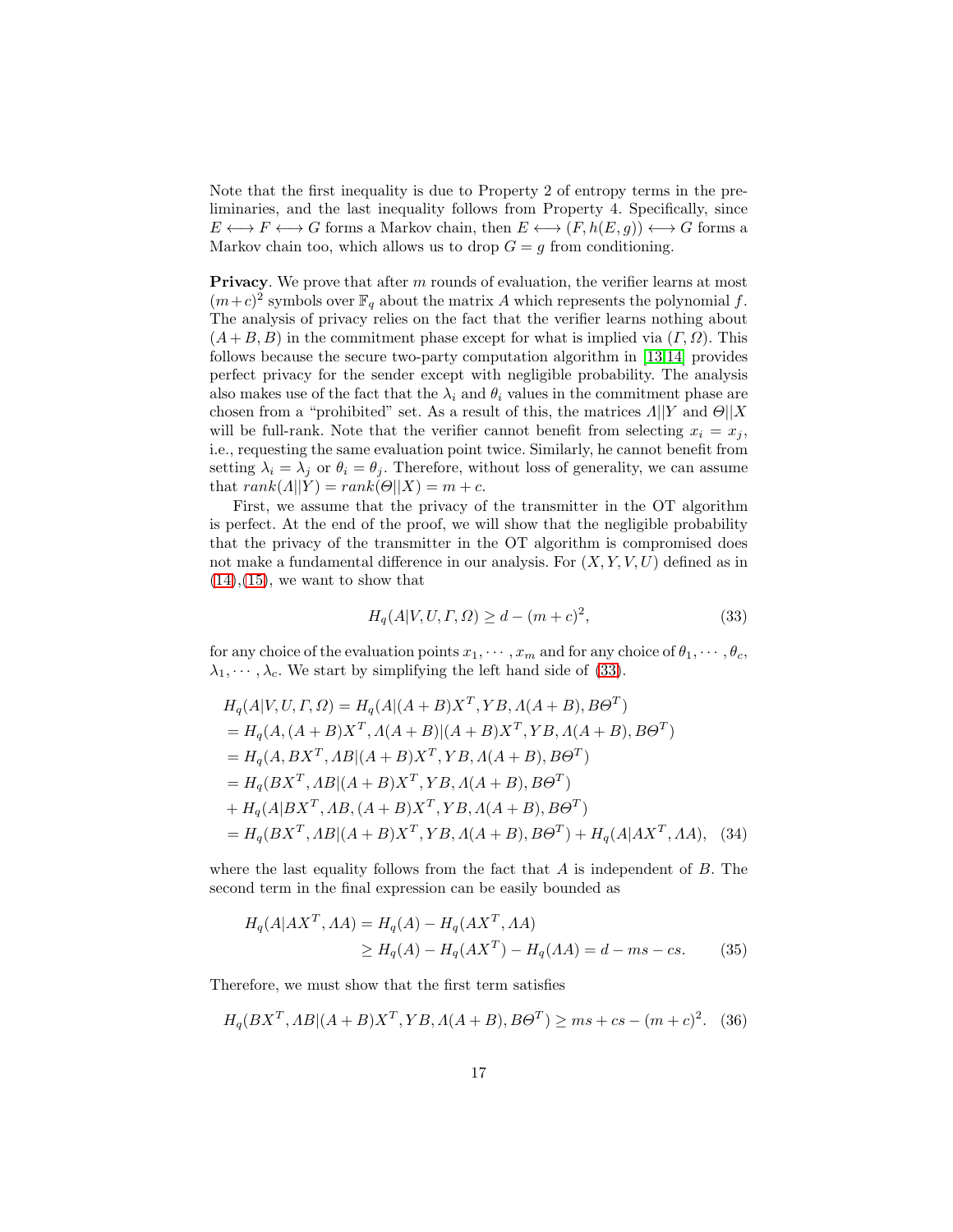Note that the first inequality is due to Property 2 of entropy terms in the preliminaries, and the last inequality follows from Property 4. Specifically, since $E \longleftrightarrow F \longleftrightarrow G$ forms a Markov chain, then $E \longleftrightarrow (F, h(E,g)) \longleftrightarrow G$ forms a Markov chain too, which allows us to drop $G = g$ from conditioning.

**Privacy**. We prove that after $m$ rounds of evaluation, the verifier learns at most $(m+c)^2$ symbols over $\mathbb{F}_q$ about the matrix $A$ which represents the polynomial $f$. The analysis of privacy relies on the fact that the verifier learns nothing about $(A+B, B)$ in the commitment phase except for what is implied via $(\Gamma, \Omega)$. This follows because the secure two-party computation algorithm in [13,14] provides perfect privacy for the sender except with negligible probability. The analysis also makes use of the fact that the $\lambda_i$ and $\theta_i$ values in the commitment phase are chosen from a "prohibited" set. As a result of this, the matrices $\Lambda || Y$ and $\Theta || X$ will be full-rank. Note that the verifier cannot benefit from selecting $x_i = x_j$, i.e., requesting the same evaluation point twice. Similarly, he cannot benefit from setting $\lambda_i = \lambda_j$ or $\theta_i = \theta_j$. Therefore, without loss of generality, we can assume that $rank(\Lambda || Y) = rank(\Theta || X) = m + c$.

First, we assume that the privacy of the transmitter in the OT algorithm is perfect. At the end of the proof, we will show that the negligible probability that the privacy of the transmitter in the OT algorithm is compromised does not make a fundamental difference in our analysis. For $(X, Y, V, U)$ defined as in (14),(15), we want to show that

$$H_q(A|V, U, \Gamma, \Omega) \geq d - (m+c)^2, \tag{33}$$

for any choice of the evaluation points $x_1, \cdots, x_m$ and for any choice of $\theta_1, \cdots, \theta_c$, $\lambda_1, \cdots, \lambda_c$. We start by simplifying the left hand side of (33).

$$
\begin{aligned}
&H_q(A|V, U, \Gamma, \Omega) = H_q(A|(A+B)X^T, YB, \Lambda(A+B), B\Theta^T) \\
&= H_q(A, (A+B)X^T, \Lambda(A+B)|(A+B)X^T, YB, \Lambda(A+B), B\Theta^T) \\
&= H_q(A, BX^T, \Lambda B|(A+B)X^T, YB, \Lambda(A+B), B\Theta^T) \\
&= H_q(BX^T, \Lambda B|(A+B)X^T, YB, \Lambda(A+B), B\Theta^T) \\
&+ H_q(A|BX^T, \Lambda B, (A+B)X^T, YB, \Lambda(A+B), B\Theta^T) \\
&= H_q(BX^T, \Lambda B|(A+B)X^T, YB, \Lambda(A+B), B\Theta^T) + H_q(A|AX^T, \Lambda A), \quad (34)
\end{aligned}
$$

where the last equality follows from the fact that $A$ is independent of $B$. The second term in the final expression can be easily bounded as

$$
\begin{aligned}
H_q(A|AX^T, \Lambda A) &= H_q(A) - H_q(AX^T, \Lambda A) \\
&\geq H_q(A) - H_q(AX^T) - H_q(\Lambda A) = d - ms - cs. \quad (35)
\end{aligned}
$$

Therefore, we must show that the first term satisfies

$$H_q(BX^T, \Lambda B|(A+B)X^T, YB, \Lambda(A+B), B\Theta^T) \geq ms + cs - (m+c)^2. \tag{36}$$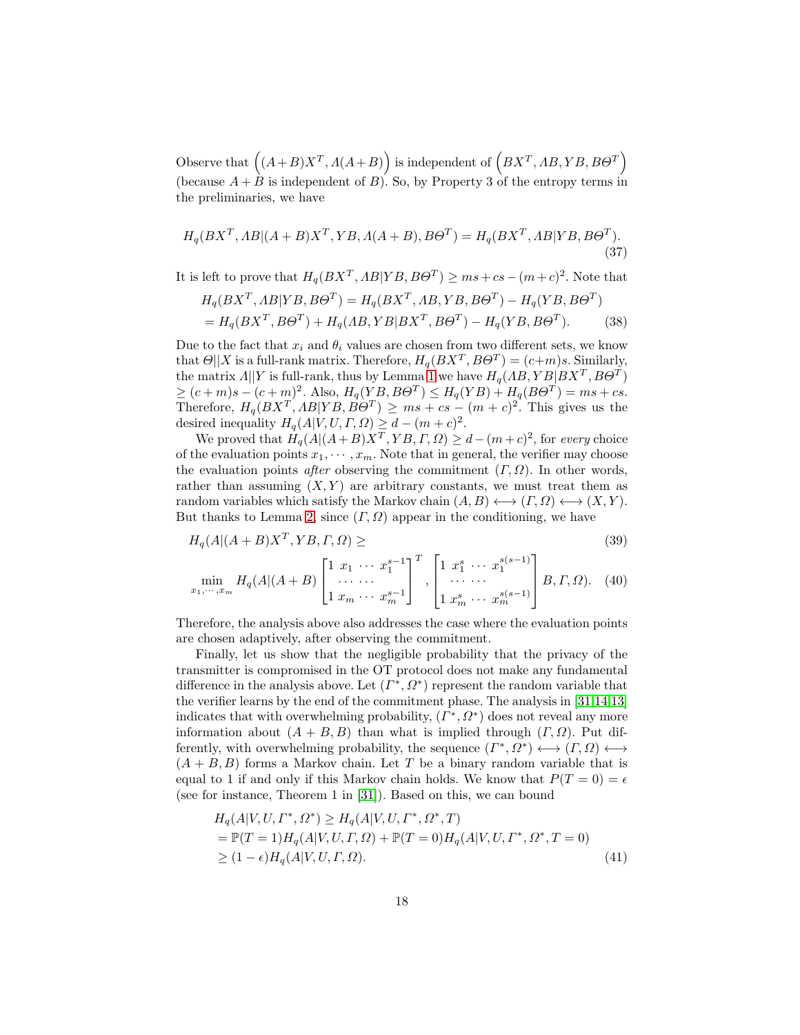Observe that $\left((A+B)X^T, \varLambda(A+B)\right)$ is independent of $\left(BX^T, \varLambda B, YB, B\varTheta^T\right)$ (because $A+B$ is independent of $B$). So, by Property 3 of the entropy terms in the preliminaries, we have

$$H_q(BX^T, \varLambda B|(A+B)X^T, YB, \varLambda(A+B), B\varTheta^T) = H_q(BX^T, \varLambda B|YB, B\varTheta^T). \tag{37}$$

It is left to prove that $H_q(BX^T, \varLambda B|YB, B\varTheta^T) \geq ms + cs - (m+c)^2$. Note that

$$\begin{aligned} &H_q(BX^T, \varLambda B|YB, B\varTheta^T) = H_q(BX^T, \varLambda B, YB, B\varTheta^T) - H_q(YB, B\varTheta^T) \\ &= H_q(BX^T, B\varTheta^T) + H_q(\varLambda B, YB|BX^T, B\varTheta^T) - H_q(YB, B\varTheta^T). \end{aligned} \tag{38}$$

Due to the fact that $x_i$ and $\theta_i$ values are chosen from two different sets, we know that $\varTheta||X$ is a full-rank matrix. Therefore, $H_q(BX^T, B\varTheta^T) = (c+m)s$. Similarly, the matrix $\varLambda||Y$ is full-rank, thus by Lemma 1 we have $H_q(\varLambda B, YB|BX^T, B\varTheta^T) \geq (c+m)s - (c+m)^2$. Also, $H_q(YB, B\varTheta^T) \leq H_q(YB) + H_q(B\varTheta^T) = ms + cs$. Therefore, $H_q(BX^T, \varLambda B|YB, B\varTheta^T) \geq ms + cs - (m+c)^2$. This gives us the desired inequality $H_q(A|V, U, \varGamma, \varOmega) \geq d - (m+c)^2$.

We proved that $H_q(A|(A+B)X^T, YB, \varGamma, \varOmega) \geq d - (m+c)^2$, for *every* choice of the evaluation points $x_1, \cdots, x_m$. Note that in general, the verifier may choose the evaluation points *after* observing the commitment $(\varGamma, \varOmega)$. In other words, rather than assuming $(X, Y)$ are arbitrary constants, we must treat them as random variables which satisfy the Markov chain $(A, B) \longleftrightarrow (\varGamma, \varOmega) \longleftrightarrow (X, Y)$. But thanks to Lemma 2, since $(\varGamma, \varOmega)$ appear in the conditioning, we have

$$H_q(A|(A+B)X^T, YB, \varGamma, \varOmega) \geq \tag{39}$$

$$\min_{x_1, \cdots, x_m} H_q(A|(A+B)\begin{bmatrix} 1 & x_1 & \cdots & x_1^{s-1} \\ & \cdots & \cdots & \\ 1 & x_m & \cdots & x_m^{s-1} \end{bmatrix}^T, \begin{bmatrix} 1 & x_1^s & \cdots & x_1^{s(s-1)} \\ & \cdots & \cdots & \\ 1 & x_m^s & \cdots & x_m^{s(s-1)} \end{bmatrix} B, \varGamma, \varOmega). \tag{40}$$

Therefore, the analysis above also addresses the case where the evaluation points are chosen adaptively, after observing the commitment.

Finally, let us show that the negligible probability that the privacy of the transmitter is compromised in the OT protocol does not make any fundamental difference in the analysis above. Let $(\varGamma^*, \varOmega^*)$ represent the random variable that the verifier learns by the end of the commitment phase. The analysis in [31,14,13] indicates that with overwhelming probability, $(\varGamma^*, \varOmega^*)$ does not reveal any more information about $(A+B, B)$ than what is implied through $(\varGamma, \varOmega)$. Put differently, with overwhelming probability, the sequence $(\varGamma^*, \varOmega^*) \longleftrightarrow (\varGamma, \varOmega) \longleftrightarrow (A+B, B)$ forms a Markov chain. Let $T$ be a binary random variable that is equal to 1 if and only if this Markov chain holds. We know that $P(T=0) = \epsilon$ (see for instance, Theorem 1 in [31]). Based on this, we can bound

$$\begin{aligned} &H_q(A|V, U, \varGamma^*, \varOmega^*) \geq H_q(A|V, U, \varGamma^*, \varOmega^*, T) \\ &= \mathbb{P}(T=1)H_q(A|V, U, \varGamma, \varOmega) + \mathbb{P}(T=0)H_q(A|V, U, \varGamma^*, \varOmega^*, T=0) \\ &\geq (1-\epsilon)H_q(A|V, U, \varGamma, \varOmega). \end{aligned} \tag{41}$$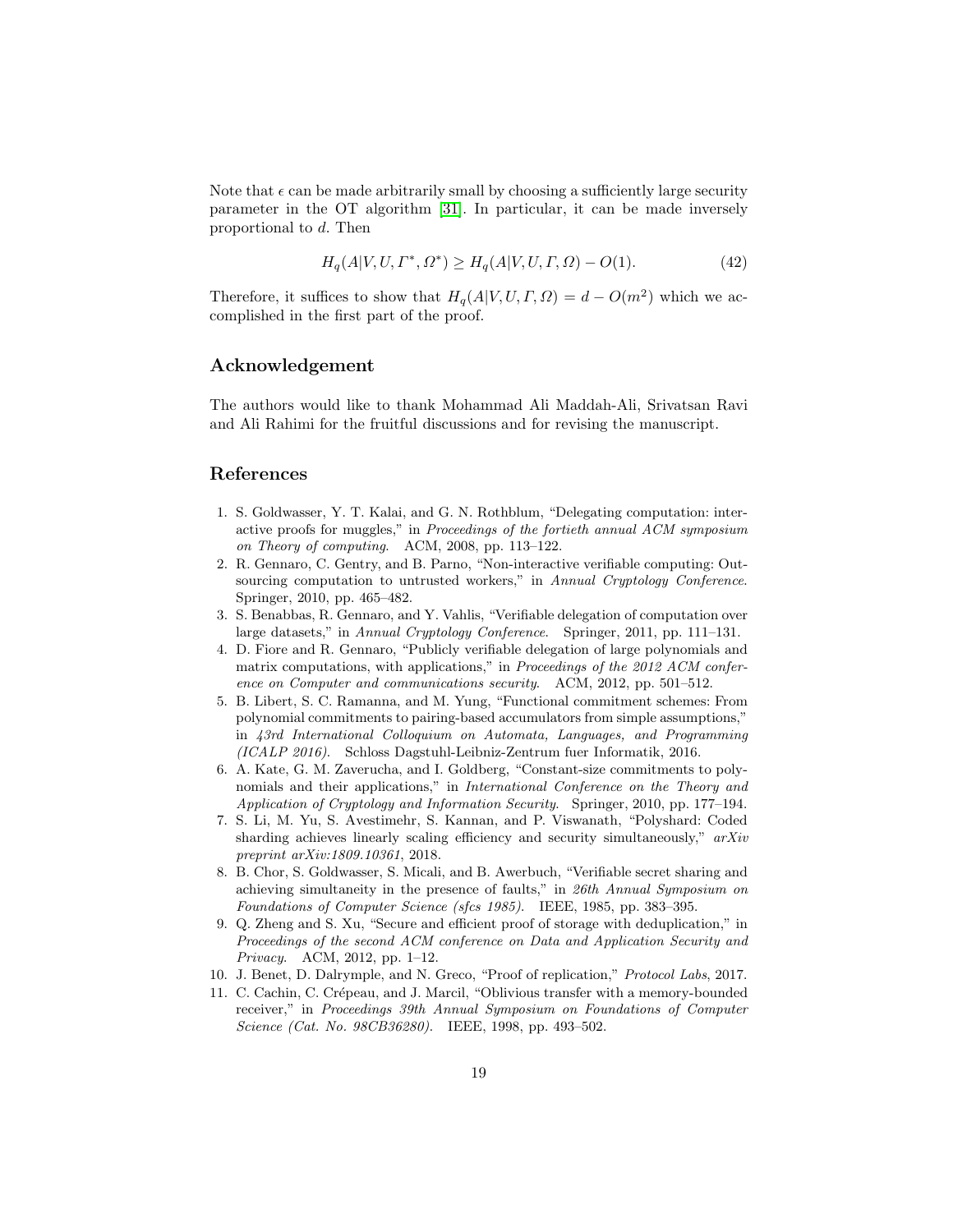Note that $\epsilon$ can be made arbitrarily small by choosing a sufficiently large security parameter in the OT algorithm [31]. In particular, it can be made inversely proportional to $d$. Then

$$H_q(A|V, U, \Gamma^*, \Omega^*) \geq H_q(A|V, U, \Gamma, \Omega) - O(1). \tag{42}$$

Therefore, it suffices to show that $H_q(A|V, U, \Gamma, \Omega) = d - O(m^2)$ which we accomplished in the first part of the proof.

## Acknowledgement

The authors would like to thank Mohammad Ali Maddah-Ali, Srivatsan Ravi and Ali Rahimi for the fruitful discussions and for revising the manuscript.

## References

1. S. Goldwasser, Y. T. Kalai, and G. N. Rothblum, "Delegating computation: interactive proofs for muggles," in *Proceedings of the fortieth annual ACM symposium on Theory of computing*. ACM, 2008, pp. 113–122.
2. R. Gennaro, C. Gentry, and B. Parno, "Non-interactive verifiable computing: Outsourcing computation to untrusted workers," in *Annual Cryptology Conference*. Springer, 2010, pp. 465–482.
3. S. Benabbas, R. Gennaro, and Y. Vahlis, "Verifiable delegation of computation over large datasets," in *Annual Cryptology Conference*. Springer, 2011, pp. 111–131.
4. D. Fiore and R. Gennaro, "Publicly verifiable delegation of large polynomials and matrix computations, with applications," in *Proceedings of the 2012 ACM conference on Computer and communications security*. ACM, 2012, pp. 501–512.
5. B. Libert, S. C. Ramanna, and M. Yung, "Functional commitment schemes: From polynomial commitments to pairing-based accumulators from simple assumptions," in *43rd International Colloquium on Automata, Languages, and Programming (ICALP 2016)*. Schloss Dagstuhl-Leibniz-Zentrum fuer Informatik, 2016.
6. A. Kate, G. M. Zaverucha, and I. Goldberg, "Constant-size commitments to polynomials and their applications," in *International Conference on the Theory and Application of Cryptology and Information Security*. Springer, 2010, pp. 177–194.
7. S. Li, M. Yu, S. Avestimehr, S. Kannan, and P. Viswanath, "Polyshard: Coded sharding achieves linearly scaling efficiency and security simultaneously," *arXiv preprint arXiv:1809.10361*, 2018.
8. B. Chor, S. Goldwasser, S. Micali, and B. Awerbuch, "Verifiable secret sharing and achieving simultaneity in the presence of faults," in *26th Annual Symposium on Foundations of Computer Science (sfcs 1985)*. IEEE, 1985, pp. 383–395.
9. Q. Zheng and S. Xu, "Secure and efficient proof of storage with deduplication," in *Proceedings of the second ACM conference on Data and Application Security and Privacy*. ACM, 2012, pp. 1–12.
10. J. Benet, D. Dalrymple, and N. Greco, "Proof of replication," *Protocol Labs*, 2017.
11. C. Cachin, C. Crépeau, and J. Marcil, "Oblivious transfer with a memory-bounded receiver," in *Proceedings 39th Annual Symposium on Foundations of Computer Science (Cat. No. 98CB36280)*. IEEE, 1998, pp. 493–502.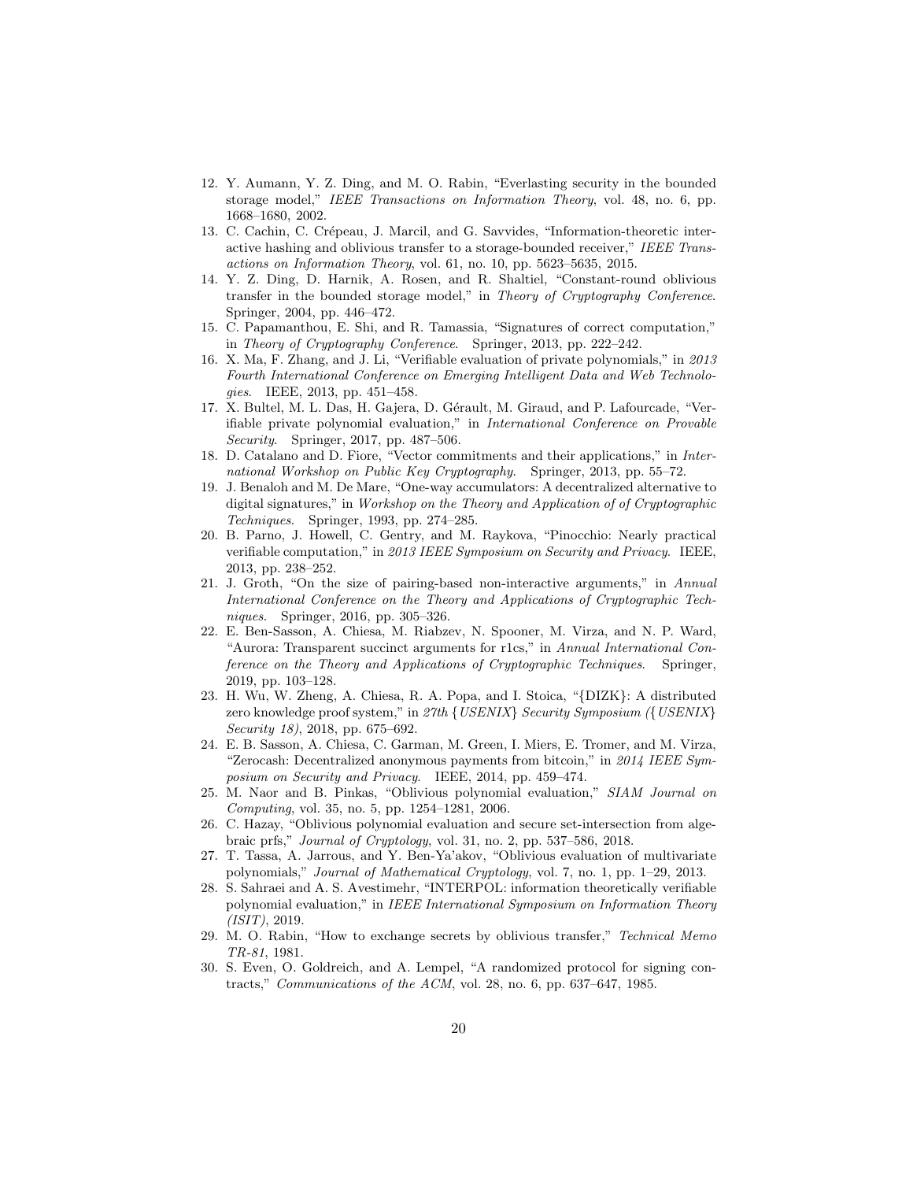12. Y. Aumann, Y. Z. Ding, and M. O. Rabin, "Everlasting security in the bounded storage model," *IEEE Transactions on Information Theory*, vol. 48, no. 6, pp. 1668–1680, 2002.
13. C. Cachin, C. Crépeau, J. Marcil, and G. Savvides, "Information-theoretic interactive hashing and oblivious transfer to a storage-bounded receiver," *IEEE Transactions on Information Theory*, vol. 61, no. 10, pp. 5623–5635, 2015.
14. Y. Z. Ding, D. Harnik, A. Rosen, and R. Shaltiel, "Constant-round oblivious transfer in the bounded storage model," in *Theory of Cryptography Conference*. Springer, 2004, pp. 446–472.
15. C. Papamanthou, E. Shi, and R. Tamassia, "Signatures of correct computation," in *Theory of Cryptography Conference*. Springer, 2013, pp. 222–242.
16. X. Ma, F. Zhang, and J. Li, "Verifiable evaluation of private polynomials," in *2013 Fourth International Conference on Emerging Intelligent Data and Web Technologies*. IEEE, 2013, pp. 451–458.
17. X. Bultel, M. L. Das, H. Gajera, D. Gérault, M. Giraud, and P. Lafourcade, "Verifiable private polynomial evaluation," in *International Conference on Provable Security*. Springer, 2017, pp. 487–506.
18. D. Catalano and D. Fiore, "Vector commitments and their applications," in *International Workshop on Public Key Cryptography*. Springer, 2013, pp. 55–72.
19. J. Benaloh and M. De Mare, "One-way accumulators: A decentralized alternative to digital signatures," in *Workshop on the Theory and Application of of Cryptographic Techniques*. Springer, 1993, pp. 274–285.
20. B. Parno, J. Howell, C. Gentry, and M. Raykova, "Pinocchio: Nearly practical verifiable computation," in *2013 IEEE Symposium on Security and Privacy*. IEEE, 2013, pp. 238–252.
21. J. Groth, "On the size of pairing-based non-interactive arguments," in *Annual International Conference on the Theory and Applications of Cryptographic Techniques*. Springer, 2016, pp. 305–326.
22. E. Ben-Sasson, A. Chiesa, M. Riabzev, N. Spooner, M. Virza, and N. P. Ward, "Aurora: Transparent succinct arguments for r1cs," in *Annual International Conference on the Theory and Applications of Cryptographic Techniques*. Springer, 2019, pp. 103–128.
23. H. Wu, W. Zheng, A. Chiesa, R. A. Popa, and I. Stoica, "{DIZK}: A distributed zero knowledge proof system," in *27th {USENIX} Security Symposium ({USENIX} Security 18)*, 2018, pp. 675–692.
24. E. B. Sasson, A. Chiesa, C. Garman, M. Green, I. Miers, E. Tromer, and M. Virza, "Zerocash: Decentralized anonymous payments from bitcoin," in *2014 IEEE Symposium on Security and Privacy*. IEEE, 2014, pp. 459–474.
25. M. Naor and B. Pinkas, "Oblivious polynomial evaluation," *SIAM Journal on Computing*, vol. 35, no. 5, pp. 1254–1281, 2006.
26. C. Hazay, "Oblivious polynomial evaluation and secure set-intersection from algebraic prfs," *Journal of Cryptology*, vol. 31, no. 2, pp. 537–586, 2018.
27. T. Tassa, A. Jarrous, and Y. Ben-Ya'akov, "Oblivious evaluation of multivariate polynomials," *Journal of Mathematical Cryptology*, vol. 7, no. 1, pp. 1–29, 2013.
28. S. Sahraei and A. S. Avestimehr, "INTERPOL: information theoretically verifiable polynomial evaluation," in *IEEE International Symposium on Information Theory (ISIT)*, 2019.
29. M. O. Rabin, "How to exchange secrets by oblivious transfer," *Technical Memo TR-81*, 1981.
30. S. Even, O. Goldreich, and A. Lempel, "A randomized protocol for signing contracts," *Communications of the ACM*, vol. 28, no. 6, pp. 637–647, 1985.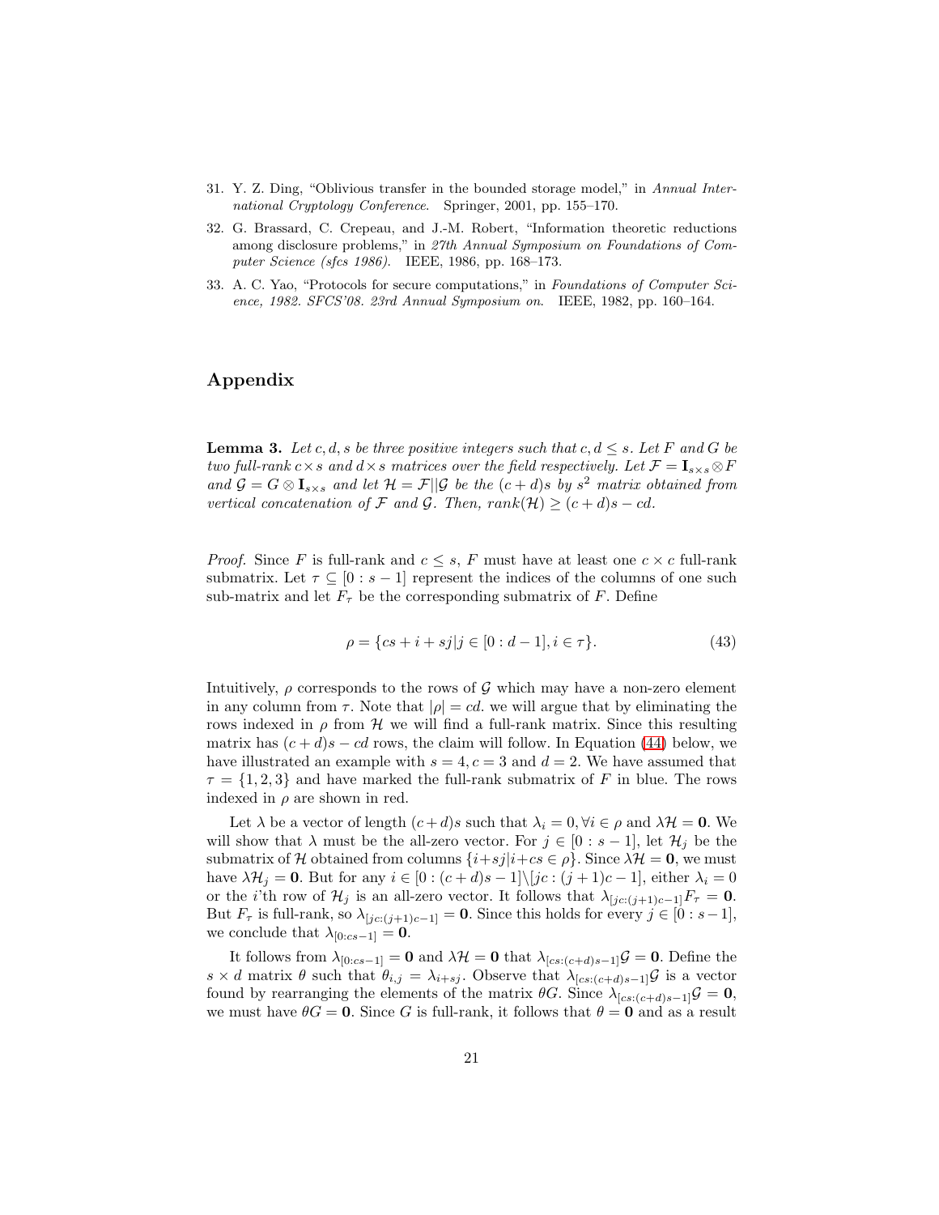31. Y. Z. Ding, "Oblivious transfer in the bounded storage model," in *Annual International Cryptology Conference*. Springer, 2001, pp. 155–170.
32. G. Brassard, C. Crepeau, and J.-M. Robert, "Information theoretic reductions among disclosure problems," in *27th Annual Symposium on Foundations of Computer Science (sfcs 1986)*. IEEE, 1986, pp. 168–173.
33. A. C. Yao, "Protocols for secure computations," in *Foundations of Computer Science, 1982. SFCS'08. 23rd Annual Symposium on*. IEEE, 1982, pp. 160–164.

## Appendix

**Lemma 3.** *Let $c, d, s$ be three positive integers such that $c, d \leq s$. Let $F$ and $G$ be two full-rank $c \times s$ and $d \times s$ matrices over the field respectively. Let $\mathcal{F} = \mathbf{I}_{s\times s} \otimes F$ and $\mathcal{G} = G \otimes \mathbf{I}_{s\times s}$ and let $\mathcal{H} = \mathcal{F}||\mathcal{G}$ be the $(c+d)s$ by $s^2$ matrix obtained from vertical concatenation of $\mathcal{F}$ and $\mathcal{G}$. Then, $rank(\mathcal{H}) \geq (c+d)s - cd$.*

*Proof.* Since $F$ is full-rank and $c \leq s$, $F$ must have at least one $c \times c$ full-rank submatrix. Let $\tau \subseteq [0 : s-1]$ represent the indices of the columns of one such sub-matrix and let $F_\tau$ be the corresponding submatrix of $F$. Define

$$\rho = \{cs + i + sj | j \in [0 : d-1], i \in \tau\}. \tag{43}$$

Intuitively, $\rho$ corresponds to the rows of $\mathcal{G}$ which may have a non-zero element in any column from $\tau$. Note that $|\rho| = cd$. we will argue that by eliminating the rows indexed in $\rho$ from $\mathcal{H}$ we will find a full-rank matrix. Since this resulting matrix has $(c+d)s - cd$ rows, the claim will follow. In Equation (44) below, we have illustrated an example with $s = 4, c = 3$ and $d = 2$. We have assumed that $\tau = \{1, 2, 3\}$ and have marked the full-rank submatrix of $F$ in blue. The rows indexed in $\rho$ are shown in red.

Let $\lambda$ be a vector of length $(c+d)s$ such that $\lambda_i = 0, \forall i \in \rho$ and $\lambda\mathcal{H} = \mathbf{0}$. We will show that $\lambda$ must be the all-zero vector. For $j \in [0 : s-1]$, let $\mathcal{H}_j$ be the submatrix of $\mathcal{H}$ obtained from columns $\{i + sj | i + cs \in \rho\}$. Since $\lambda\mathcal{H} = \mathbf{0}$, we must have $\lambda\mathcal{H}_j = \mathbf{0}$. But for any $i \in [0 : (c+d)s-1] \backslash [jc : (j+1)c-1]$, either $\lambda_i = 0$ or the $i$'th row of $\mathcal{H}_j$ is an all-zero vector. It follows that $\lambda_{[jc:(j+1)c-1]} F_\tau = \mathbf{0}$. But $F_\tau$ is full-rank, so $\lambda_{[jc:(j+1)c-1]} = \mathbf{0}$. Since this holds for every $j \in [0 : s-1]$, we conclude that $\lambda_{[0:cs-1]} = \mathbf{0}$.

It follows from $\lambda_{[0:cs-1]} = \mathbf{0}$ and $\lambda\mathcal{H} = \mathbf{0}$ that $\lambda_{[cs:(c+d)s-1]}\mathcal{G} = \mathbf{0}$. Define the $s \times d$ matrix $\theta$ such that $\theta_{i,j} = \lambda_{i+sj}$. Observe that $\lambda_{[cs:(c+d)s-1]}\mathcal{G}$ is a vector found by rearranging the elements of the matrix $\theta G$. Since $\lambda_{[cs:(c+d)s-1]}\mathcal{G} = \mathbf{0}$, we must have $\theta G = \mathbf{0}$. Since $G$ is full-rank, it follows that $\theta = \mathbf{0}$ and as a result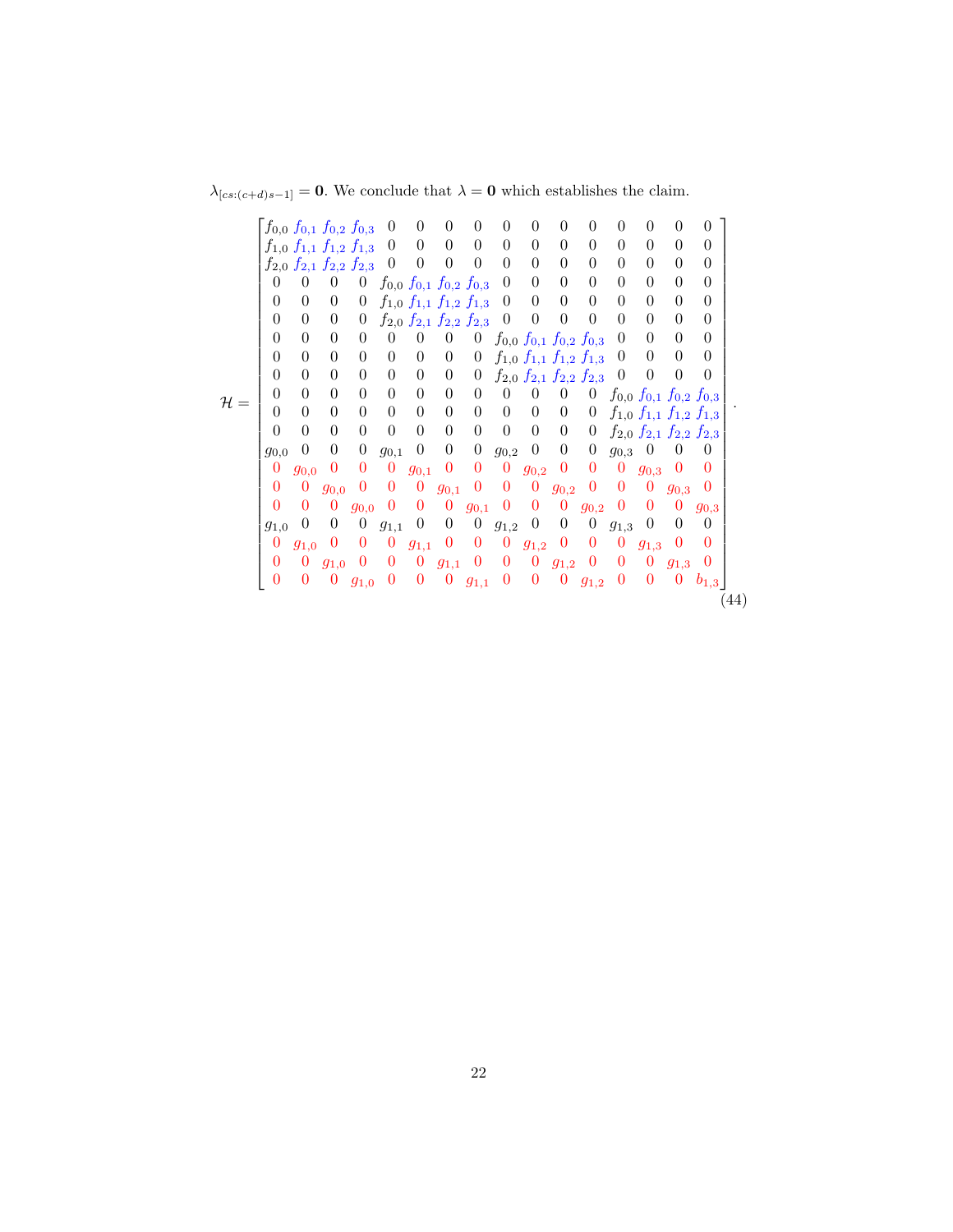$\lambda_{[cs:(c+d)s-1]} = \mathbf{0}$. We conclude that $\lambda = \mathbf{0}$ which establishes the claim.

$$
\mathcal{H} = \begin{bmatrix}
f_{0,0} & f_{0,1} & f_{0,2} & f_{0,3} & 0 & 0 & 0 & 0 & 0 & 0 & 0 & 0 & 0 & 0 & 0 & 0 \\
f_{1,0} & f_{1,1} & f_{1,2} & f_{1,3} & 0 & 0 & 0 & 0 & 0 & 0 & 0 & 0 & 0 & 0 & 0 & 0 \\
f_{2,0} & f_{2,1} & f_{2,2} & f_{2,3} & 0 & 0 & 0 & 0 & 0 & 0 & 0 & 0 & 0 & 0 & 0 & 0 \\
0 & 0 & 0 & 0 & f_{0,0} & f_{0,1} & f_{0,2} & f_{0,3} & 0 & 0 & 0 & 0 & 0 & 0 & 0 & 0 \\
0 & 0 & 0 & 0 & f_{1,0} & f_{1,1} & f_{1,2} & f_{1,3} & 0 & 0 & 0 & 0 & 0 & 0 & 0 & 0 \\
0 & 0 & 0 & 0 & f_{2,0} & f_{2,1} & f_{2,2} & f_{2,3} & 0 & 0 & 0 & 0 & 0 & 0 & 0 & 0 \\
0 & 0 & 0 & 0 & 0 & 0 & 0 & 0 & f_{0,0} & f_{0,1} & f_{0,2} & f_{0,3} & 0 & 0 & 0 & 0 \\
0 & 0 & 0 & 0 & 0 & 0 & 0 & 0 & f_{1,0} & f_{1,1} & f_{1,2} & f_{1,3} & 0 & 0 & 0 & 0 \\
0 & 0 & 0 & 0 & 0 & 0 & 0 & 0 & f_{2,0} & f_{2,1} & f_{2,2} & f_{2,3} & 0 & 0 & 0 & 0 \\
0 & 0 & 0 & 0 & 0 & 0 & 0 & 0 & 0 & 0 & 0 & 0 & f_{0,0} & f_{0,1} & f_{0,2} & f_{0,3} \\
0 & 0 & 0 & 0 & 0 & 0 & 0 & 0 & 0 & 0 & 0 & 0 & f_{1,0} & f_{1,1} & f_{1,2} & f_{1,3} \\
0 & 0 & 0 & 0 & 0 & 0 & 0 & 0 & 0 & 0 & 0 & 0 & f_{2,0} & f_{2,1} & f_{2,2} & f_{2,3} \\
g_{0,0} & 0 & 0 & 0 & g_{0,1} & 0 & 0 & 0 & g_{0,2} & 0 & 0 & 0 & g_{0,3} & 0 & 0 & 0 \\
0 & g_{0,0} & 0 & 0 & 0 & g_{0,1} & 0 & 0 & 0 & g_{0,2} & 0 & 0 & 0 & g_{0,3} & 0 & 0 \\
0 & 0 & g_{0,0} & 0 & 0 & 0 & g_{0,1} & 0 & 0 & 0 & g_{0,2} & 0 & 0 & 0 & g_{0,3} & 0 \\
0 & 0 & 0 & g_{0,0} & 0 & 0 & 0 & g_{0,1} & 0 & 0 & 0 & g_{0,2} & 0 & 0 & 0 & g_{0,3} \\
g_{1,0} & 0 & 0 & 0 & g_{1,1} & 0 & 0 & 0 & g_{1,2} & 0 & 0 & 0 & g_{1,3} & 0 & 0 & 0 \\
0 & g_{1,0} & 0 & 0 & 0 & g_{1,1} & 0 & 0 & 0 & g_{1,2} & 0 & 0 & 0 & g_{1,3} & 0 & 0 \\
0 & 0 & g_{1,0} & 0 & 0 & 0 & g_{1,1} & 0 & 0 & 0 & g_{1,2} & 0 & 0 & 0 & g_{1,3} & 0 \\
0 & 0 & 0 & g_{1,0} & 0 & 0 & 0 & g_{1,1} & 0 & 0 & 0 & g_{1,2} & 0 & 0 & 0 & b_{1,3}
\end{bmatrix}. \tag{44}
$$